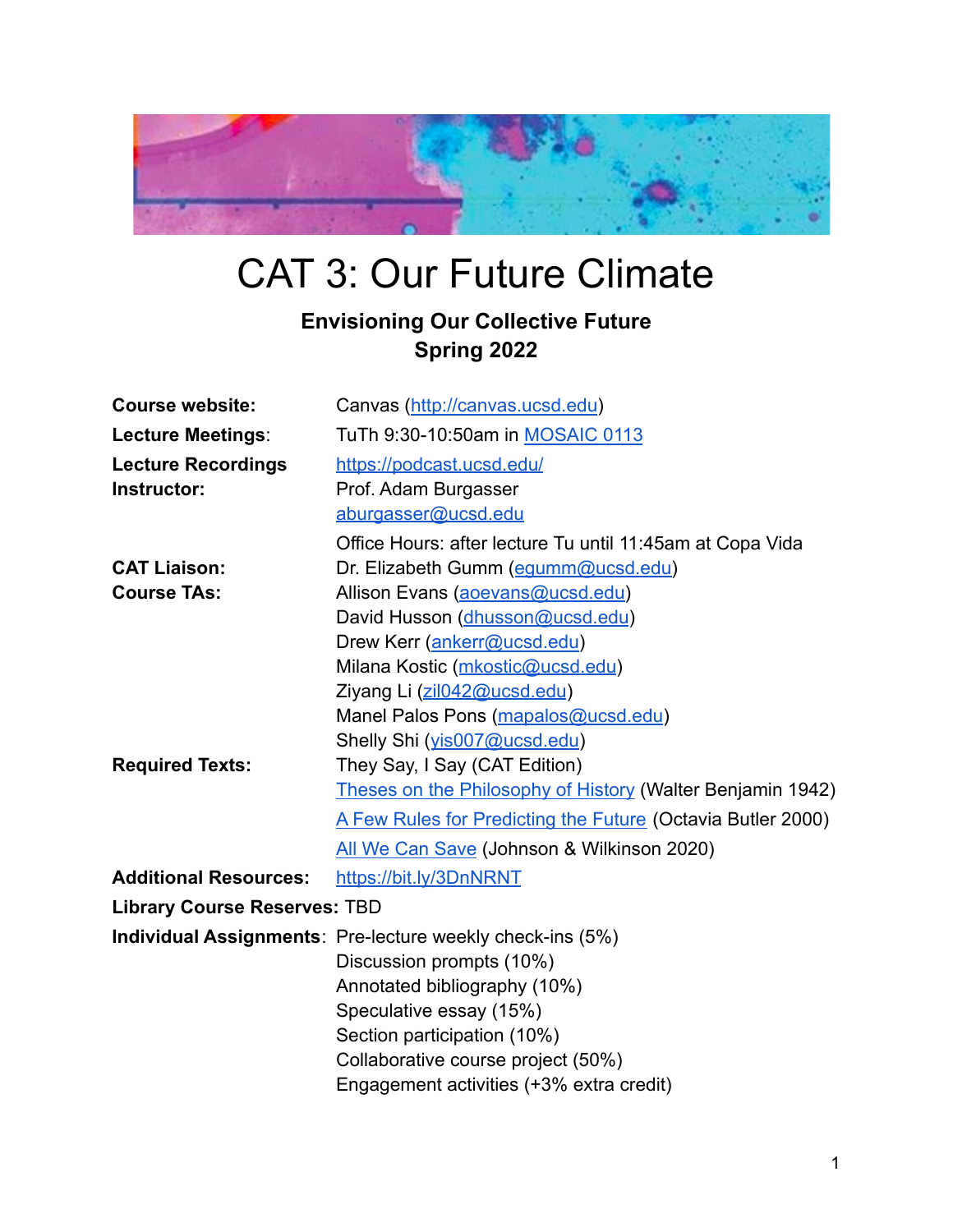# CAT 3: Our Future Climate

**Envisioning Our Collective Future**
**Spring 2022**

| | |
|---|---|
| **Course website:** | Canvas (http://canvas.ucsd.edu) |
| **Lecture Meetings**: | TuTh 9:30-10:50am in MOSAIC 0113 |
| **Lecture Recordings** | https://podcast.ucsd.edu/ |
| **Instructor:** | Prof. Adam Burgasser<br>aburgasser@ucsd.edu<br>Office Hours: after lecture Tu until 11:45am at Copa Vida |
| **CAT Liaison:** | Dr. Elizabeth Gumm (egumm@ucsd.edu) |
| **Course TAs:** | Allison Evans (aoevans@ucsd.edu)<br>David Husson (dhusson@ucsd.edu)<br>Drew Kerr (ankerr@ucsd.edu)<br>Milana Kostic (mkostic@ucsd.edu)<br>Ziyang Li (zil042@ucsd.edu)<br>Manel Palos Pons (mapalos@ucsd.edu)<br>Shelly Shi (yis007@ucsd.edu) |
| **Required Texts:** | They Say, I Say (CAT Edition)<br>Theses on the Philosophy of History (Walter Benjamin 1942)<br>A Few Rules for Predicting the Future (Octavia Butler 2000)<br>All We Can Save (Johnson & Wilkinson 2020) |
| **Additional Resources:** | https://bit.ly/3DnNRNT |
| **Library Course Reserves:** | TBD |
| **Individual Assignments**: | Pre-lecture weekly check-ins (5%)<br>Discussion prompts (10%)<br>Annotated bibliography (10%)<br>Speculative essay (15%)<br>Section participation (10%)<br>Collaborative course project (50%)<br>Engagement activities (+3% extra credit) |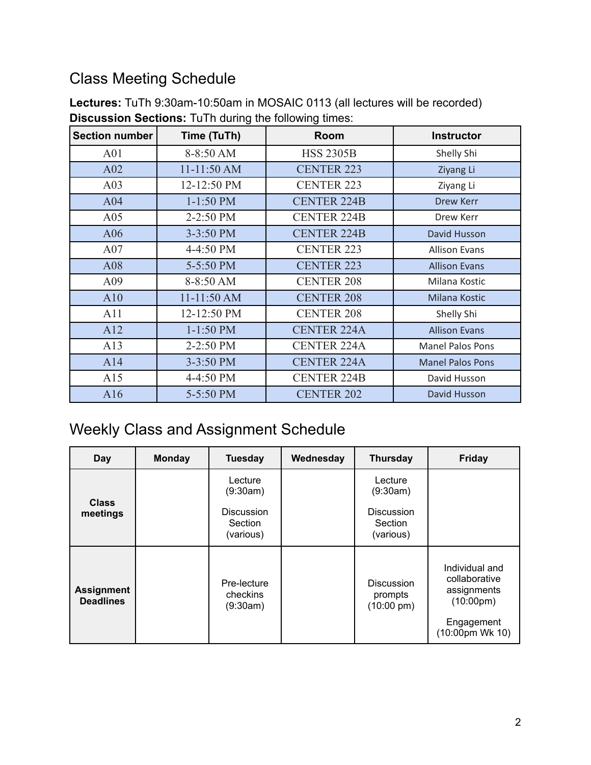## Class Meeting Schedule

**Lectures:** TuTh 9:30am-10:50am in MOSAIC 0113 (all lectures will be recorded)
**Discussion Sections:** TuTh during the following times:

| Section number | Time (TuTh) | Room | Instructor |
|---|---|---|---|
| A01 | 8-8:50 AM | HSS 2305B | Shelly Shi |
| A02 | 11-11:50 AM | CENTER 223 | Ziyang Li |
| A03 | 12-12:50 PM | CENTER 223 | Ziyang Li |
| A04 | 1-1:50 PM | CENTER 224B | Drew Kerr |
| A05 | 2-2:50 PM | CENTER 224B | Drew Kerr |
| A06 | 3-3:50 PM | CENTER 224B | David Husson |
| A07 | 4-4:50 PM | CENTER 223 | Allison Evans |
| A08 | 5-5:50 PM | CENTER 223 | Allison Evans |
| A09 | 8-8:50 AM | CENTER 208 | Milana Kostic |
| A10 | 11-11:50 AM | CENTER 208 | Milana Kostic |
| A11 | 12-12:50 PM | CENTER 208 | Shelly Shi |
| A12 | 1-1:50 PM | CENTER 224A | Allison Evans |
| A13 | 2-2:50 PM | CENTER 224A | Manel Palos Pons |
| A14 | 3-3:50 PM | CENTER 224A | Manel Palos Pons |
| A15 | 4-4:50 PM | CENTER 224B | David Husson |
| A16 | 5-5:50 PM | CENTER 202 | David Husson |

## Weekly Class and Assignment Schedule

| Day | Monday | Tuesday | Wednesday | Thursday | Friday |
|---|---|---|---|---|---|
| **Class meetings** | | Lecture (9:30am) Discussion Section (various) | | Lecture (9:30am) Discussion Section (various) | |
| **Assignment Deadlines** | | Pre-lecture checkins (9:30am) | | Discussion prompts (10:00 pm) | Individual and collaborative assignments (10:00pm) Engagement (10:00pm Wk 10) |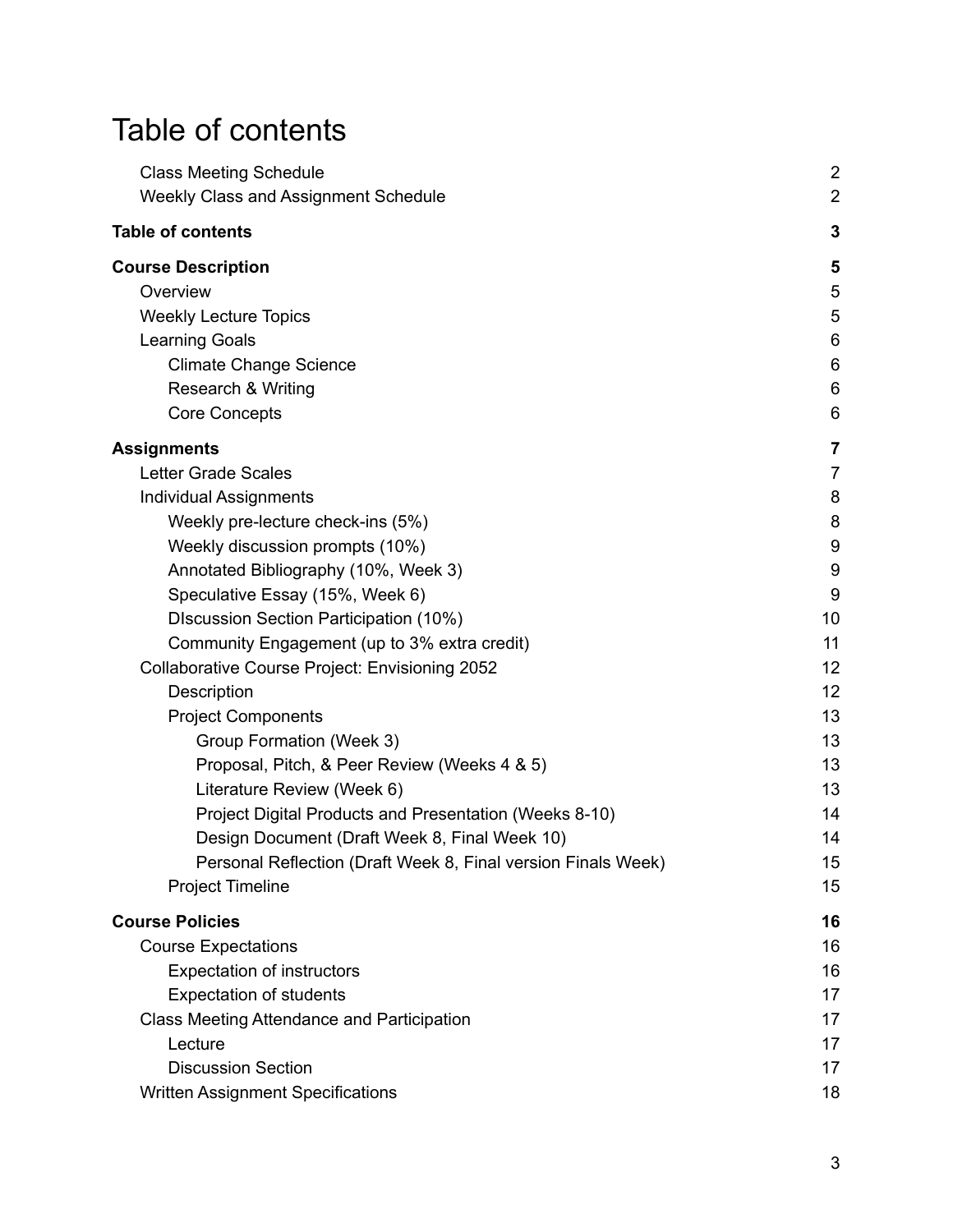# Table of contents

| | |
|---|---|
| Class Meeting Schedule | 2 |
| Weekly Class and Assignment Schedule | 2 |
| **Table of contents** | **3** |
| **Course Description** | **5** |
| Overview | 5 |
| Weekly Lecture Topics | 5 |
| Learning Goals | 6 |
| Climate Change Science | 6 |
| Research & Writing | 6 |
| Core Concepts | 6 |
| **Assignments** | **7** |
| Letter Grade Scales | 7 |
| Individual Assignments | 8 |
| Weekly pre-lecture check-ins (5%) | 8 |
| Weekly discussion prompts (10%) | 9 |
| Annotated Bibliography (10%, Week 3) | 9 |
| Speculative Essay (15%, Week 6) | 9 |
| DIscussion Section Participation (10%) | 10 |
| Community Engagement (up to 3% extra credit) | 11 |
| Collaborative Course Project: Envisioning 2052 | 12 |
| Description | 12 |
| Project Components | 13 |
| Group Formation (Week 3) | 13 |
| Proposal, Pitch, & Peer Review (Weeks 4 & 5) | 13 |
| Literature Review (Week 6) | 13 |
| Project Digital Products and Presentation (Weeks 8-10) | 14 |
| Design Document (Draft Week 8, Final Week 10) | 14 |
| Personal Reflection (Draft Week 8, Final version Finals Week) | 15 |
| Project Timeline | 15 |
| **Course Policies** | **16** |
| Course Expectations | 16 |
| Expectation of instructors | 16 |
| Expectation of students | 17 |
| Class Meeting Attendance and Participation | 17 |
| Lecture | 17 |
| Discussion Section | 17 |
| Written Assignment Specifications | 18 |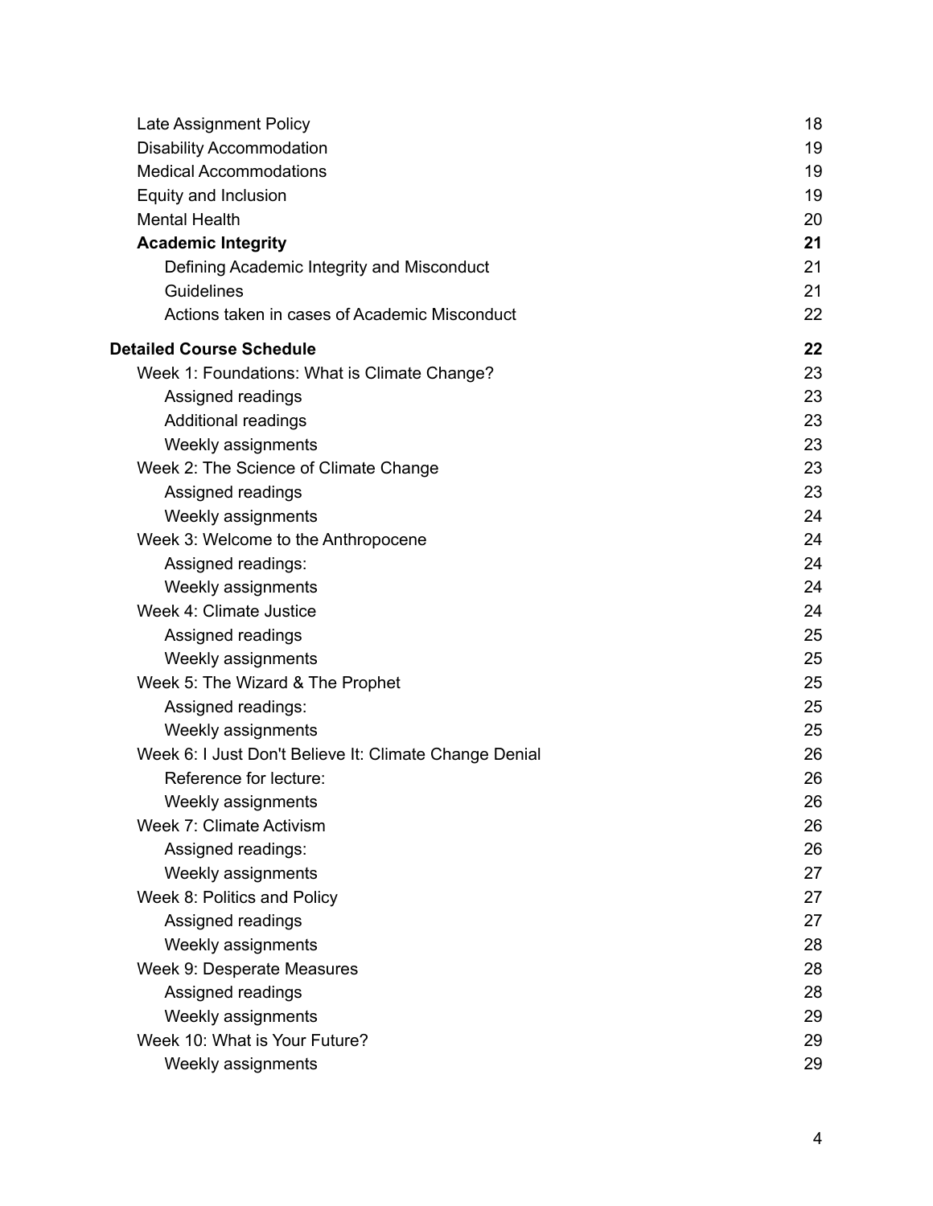| | |
|---|---|
| Late Assignment Policy | 18 |
| Disability Accommodation | 19 |
| Medical Accommodations | 19 |
| Equity and Inclusion | 19 |
| Mental Health | 20 |
| **Academic Integrity** | **21** |
| Defining Academic Integrity and Misconduct | 21 |
| Guidelines | 21 |
| Actions taken in cases of Academic Misconduct | 22 |
| **Detailed Course Schedule** | **22** |
| Week 1: Foundations: What is Climate Change? | 23 |
| Assigned readings | 23 |
| Additional readings | 23 |
| Weekly assignments | 23 |
| Week 2: The Science of Climate Change | 23 |
| Assigned readings | 23 |
| Weekly assignments | 24 |
| Week 3: Welcome to the Anthropocene | 24 |
| Assigned readings: | 24 |
| Weekly assignments | 24 |
| Week 4: Climate Justice | 24 |
| Assigned readings | 25 |
| Weekly assignments | 25 |
| Week 5: The Wizard & The Prophet | 25 |
| Assigned readings: | 25 |
| Weekly assignments | 25 |
| Week 6: I Just Don't Believe It: Climate Change Denial | 26 |
| Reference for lecture: | 26 |
| Weekly assignments | 26 |
| Week 7: Climate Activism | 26 |
| Assigned readings: | 26 |
| Weekly assignments | 27 |
| Week 8: Politics and Policy | 27 |
| Assigned readings | 27 |
| Weekly assignments | 28 |
| Week 9: Desperate Measures | 28 |
| Assigned readings | 28 |
| Weekly assignments | 29 |
| Week 10: What is Your Future? | 29 |
| Weekly assignments | 29 |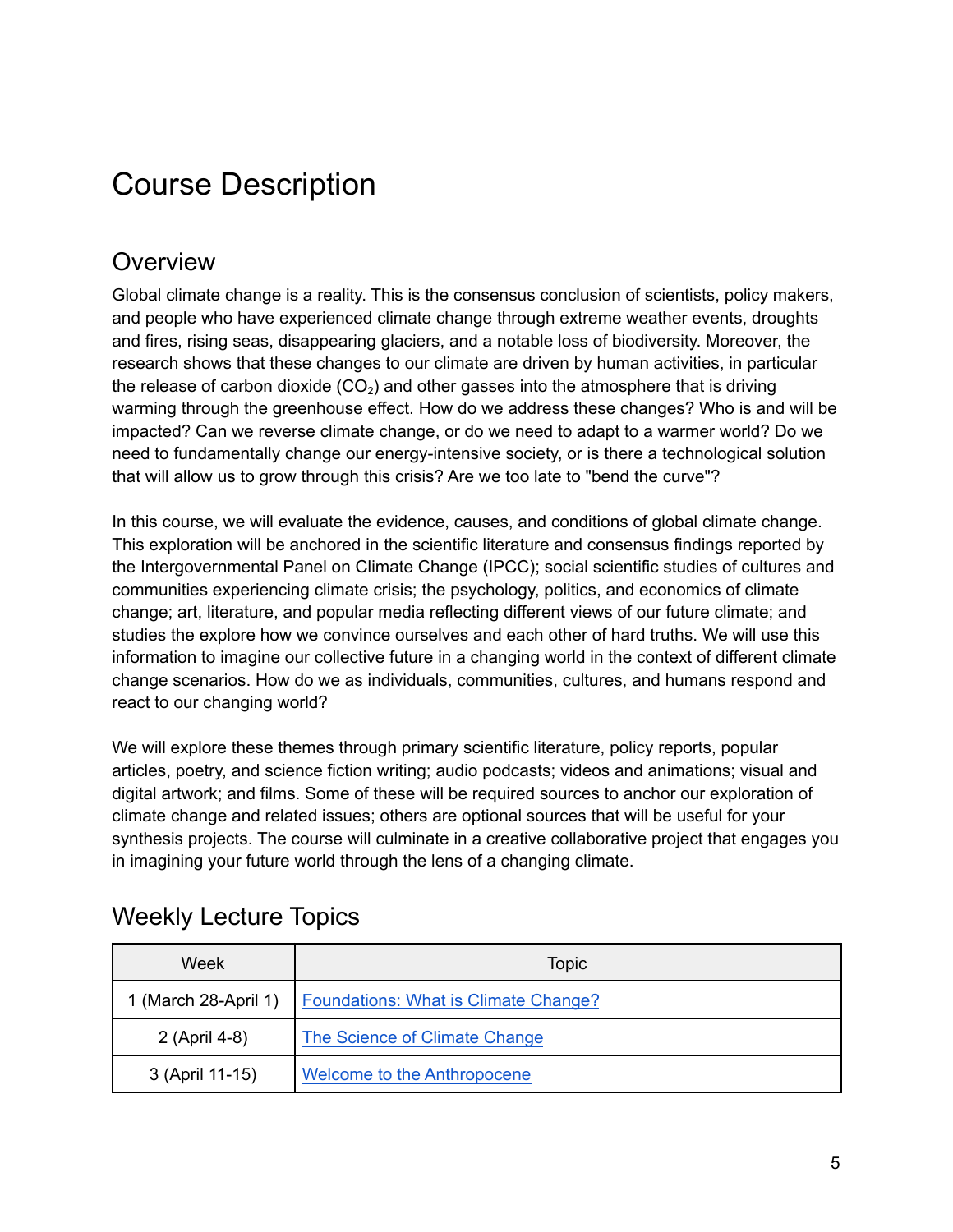# Course Description

## Overview

Global climate change is a reality. This is the consensus conclusion of scientists, policy makers, and people who have experienced climate change through extreme weather events, droughts and fires, rising seas, disappearing glaciers, and a notable loss of biodiversity. Moreover, the research shows that these changes to our climate are driven by human activities, in particular the release of carbon dioxide ($CO_2$) and other gasses into the atmosphere that is driving warming through the greenhouse effect. How do we address these changes? Who is and will be impacted? Can we reverse climate change, or do we need to adapt to a warmer world? Do we need to fundamentally change our energy-intensive society, or is there a technological solution that will allow us to grow through this crisis? Are we too late to "bend the curve"?

In this course, we will evaluate the evidence, causes, and conditions of global climate change. This exploration will be anchored in the scientific literature and consensus findings reported by the Intergovernmental Panel on Climate Change (IPCC); social scientific studies of cultures and communities experiencing climate crisis; the psychology, politics, and economics of climate change; art, literature, and popular media reflecting different views of our future climate; and studies the explore how we convince ourselves and each other of hard truths. We will use this information to imagine our collective future in a changing world in the context of different climate change scenarios. How do we as individuals, communities, cultures, and humans respond and react to our changing world?

We will explore these themes through primary scientific literature, policy reports, popular articles, poetry, and science fiction writing; audio podcasts; videos and animations; visual and digital artwork; and films. Some of these will be required sources to anchor our exploration of climate change and related issues; others are optional sources that will be useful for your synthesis projects. The course will culminate in a creative collaborative project that engages you in imagining your future world through the lens of a changing climate.

## Weekly Lecture Topics

| Week | Topic |
| --- | --- |
| 1 (March 28-April 1) | Foundations: What is Climate Change? |
| 2 (April 4-8) | The Science of Climate Change |
| 3 (April 11-15) | Welcome to the Anthropocene |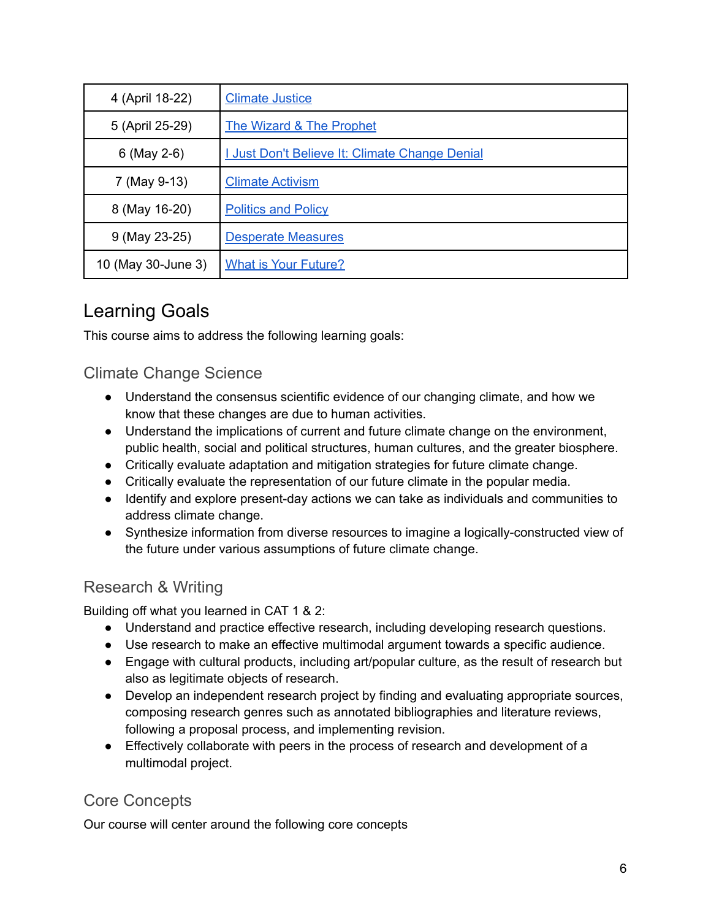| 4 (April 18-22) | Climate Justice |
| --- | --- |
| 5 (April 25-29) | The Wizard & The Prophet |
| 6 (May 2-6) | I Just Don't Believe It: Climate Change Denial |
| 7 (May 9-13) | Climate Activism |
| 8 (May 16-20) | Politics and Policy |
| 9 (May 23-25) | Desperate Measures |
| 10 (May 30-June 3) | What is Your Future? |

## Learning Goals

This course aims to address the following learning goals:

### Climate Change Science

- Understand the consensus scientific evidence of our changing climate, and how we know that these changes are due to human activities.
- Understand the implications of current and future climate change on the environment, public health, social and political structures, human cultures, and the greater biosphere.
- Critically evaluate adaptation and mitigation strategies for future climate change.
- Critically evaluate the representation of our future climate in the popular media.
- Identify and explore present-day actions we can take as individuals and communities to address climate change.
- Synthesize information from diverse resources to imagine a logically-constructed view of the future under various assumptions of future climate change.

### Research & Writing

Building off what you learned in CAT 1 & 2:

- Understand and practice effective research, including developing research questions.
- Use research to make an effective multimodal argument towards a specific audience.
- Engage with cultural products, including art/popular culture, as the result of research but also as legitimate objects of research.
- Develop an independent research project by finding and evaluating appropriate sources, composing research genres such as annotated bibliographies and literature reviews, following a proposal process, and implementing revision.
- Effectively collaborate with peers in the process of research and development of a multimodal project.

### Core Concepts

Our course will center around the following core concepts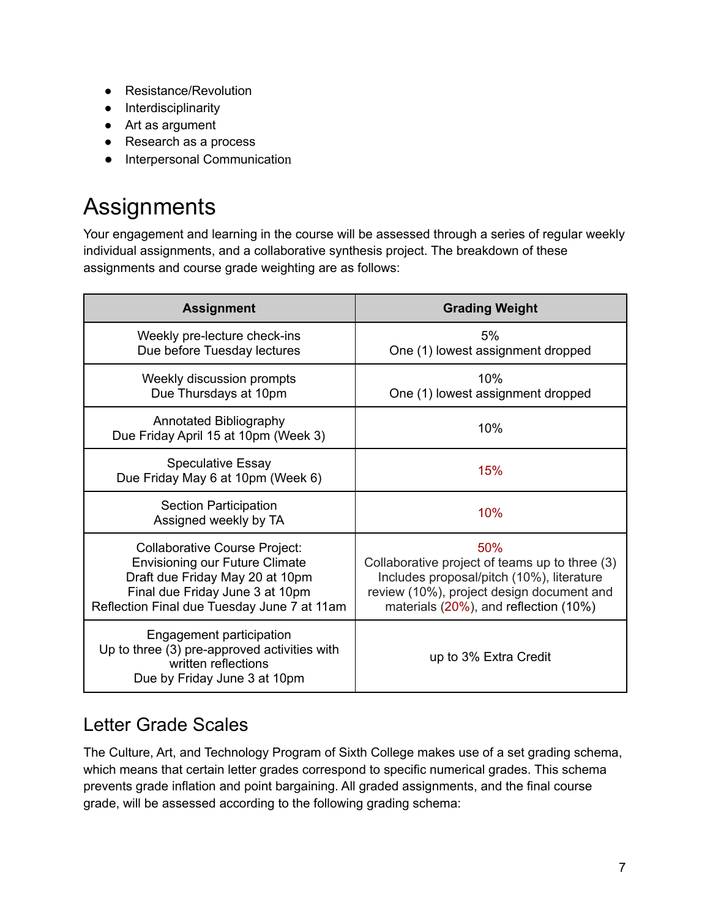- Resistance/Revolution
- Interdisciplinarity
- Art as argument
- Research as a process
- Interpersonal Communication

# Assignments

Your engagement and learning in the course will be assessed through a series of regular weekly individual assignments, and a collaborative synthesis project. The breakdown of these assignments and course grade weighting are as follows:

| Assignment | Grading Weight |
| --- | --- |
| Weekly pre-lecture check-ins<br>Due before Tuesday lectures | 5%<br>One (1) lowest assignment dropped |
| Weekly discussion prompts<br>Due Thursdays at 10pm | 10%<br>One (1) lowest assignment dropped |
| Annotated Bibliography<br>Due Friday April 15 at 10pm (Week 3) | 10% |
| Speculative Essay<br>Due Friday May 6 at 10pm (Week 6) | 15% |
| Section Participation<br>Assigned weekly by TA | 10% |
| Collaborative Course Project:<br>Envisioning our Future Climate<br>Draft due Friday May 20 at 10pm<br>Final due Friday June 3 at 10pm<br>Reflection Final due Tuesday June 7 at 11am | 50%<br>Collaborative project of teams up to three (3)<br>Includes proposal/pitch (10%), literature review (10%), project design document and materials (20%), and reflection (10%) |
| Engagement participation<br>Up to three (3) pre-approved activities with written reflections<br>Due by Friday June 3 at 10pm | up to 3% Extra Credit |

## Letter Grade Scales

The Culture, Art, and Technology Program of Sixth College makes use of a set grading schema, which means that certain letter grades correspond to specific numerical grades. This schema prevents grade inflation and point bargaining. All graded assignments, and the final course grade, will be assessed according to the following grading schema: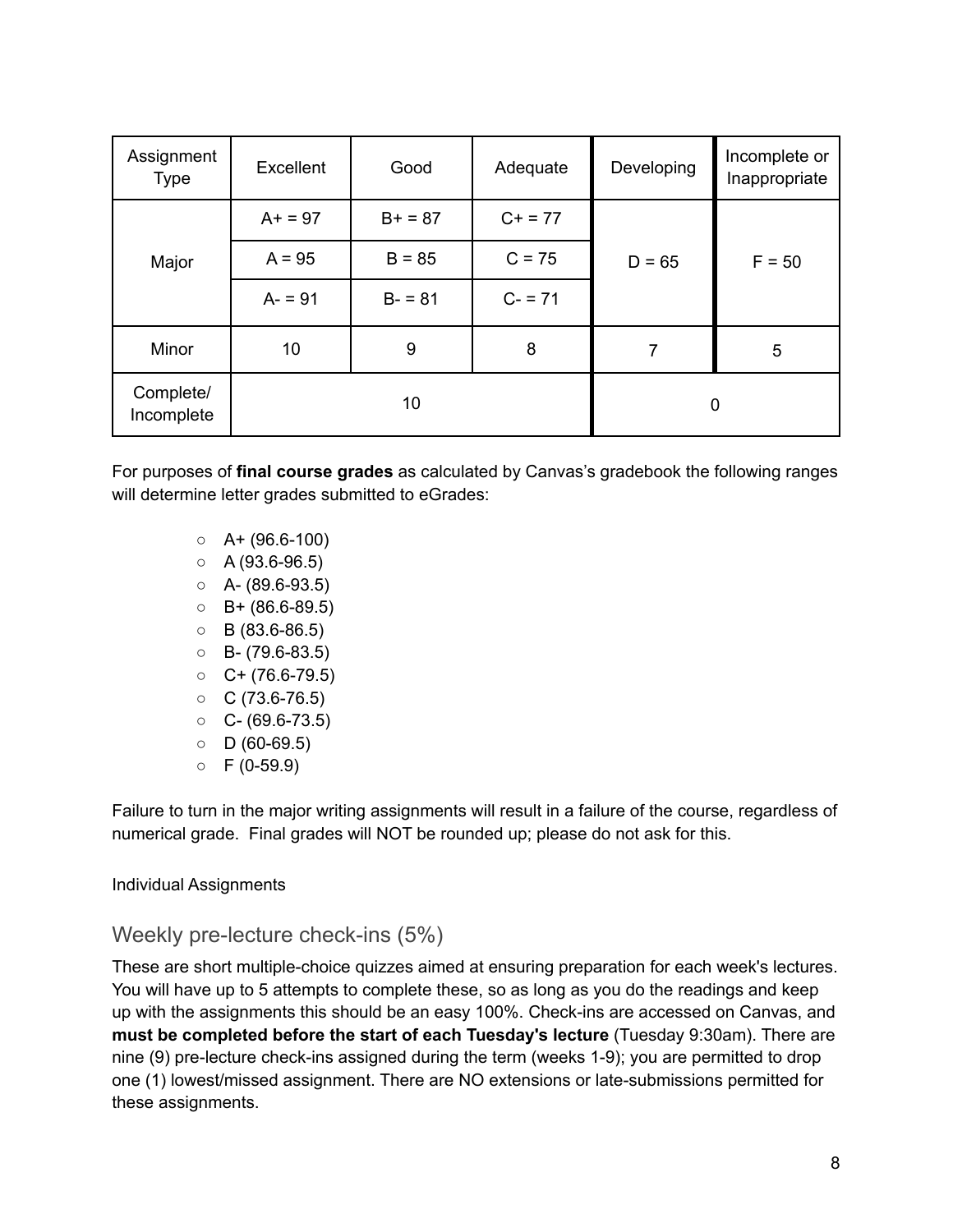| Assignment Type | Excellent | Good | Adequate | Developing | Incomplete or Inappropriate |
|---|---|---|---|---|---|
| Major | A+ = 97 | B+ = 87 | C+ = 77 | D = 65 | F = 50 |
| | A = 95 | B = 85 | C = 75 | | |
| | A- = 91 | B- = 81 | C- = 71 | | |
| Minor | 10 | 9 | 8 | 7 | 5 |
| Complete/ Incomplete | 10 | | | 0 | |

For purposes of **final course grades** as calculated by Canvas's gradebook the following ranges will determine letter grades submitted to eGrades:

- A+ (96.6-100)
- A (93.6-96.5)
- A- (89.6-93.5)
- B+ (86.6-89.5)
- B (83.6-86.5)
- B- (79.6-83.5)
- C+ (76.6-79.5)
- C (73.6-76.5)
- C- (69.6-73.5)
- D (60-69.5)
- F (0-59.9)

Failure to turn in the major writing assignments will result in a failure of the course, regardless of numerical grade. Final grades will NOT be rounded up; please do not ask for this.

Individual Assignments

## Weekly pre-lecture check-ins (5%)

These are short multiple-choice quizzes aimed at ensuring preparation for each week's lectures. You will have up to 5 attempts to complete these, so as long as you do the readings and keep up with the assignments this should be an easy 100%. Check-ins are accessed on Canvas, and **must be completed before the start of each Tuesday's lecture** (Tuesday 9:30am). There are nine (9) pre-lecture check-ins assigned during the term (weeks 1-9); you are permitted to drop one (1) lowest/missed assignment. There are NO extensions or late-submissions permitted for these assignments.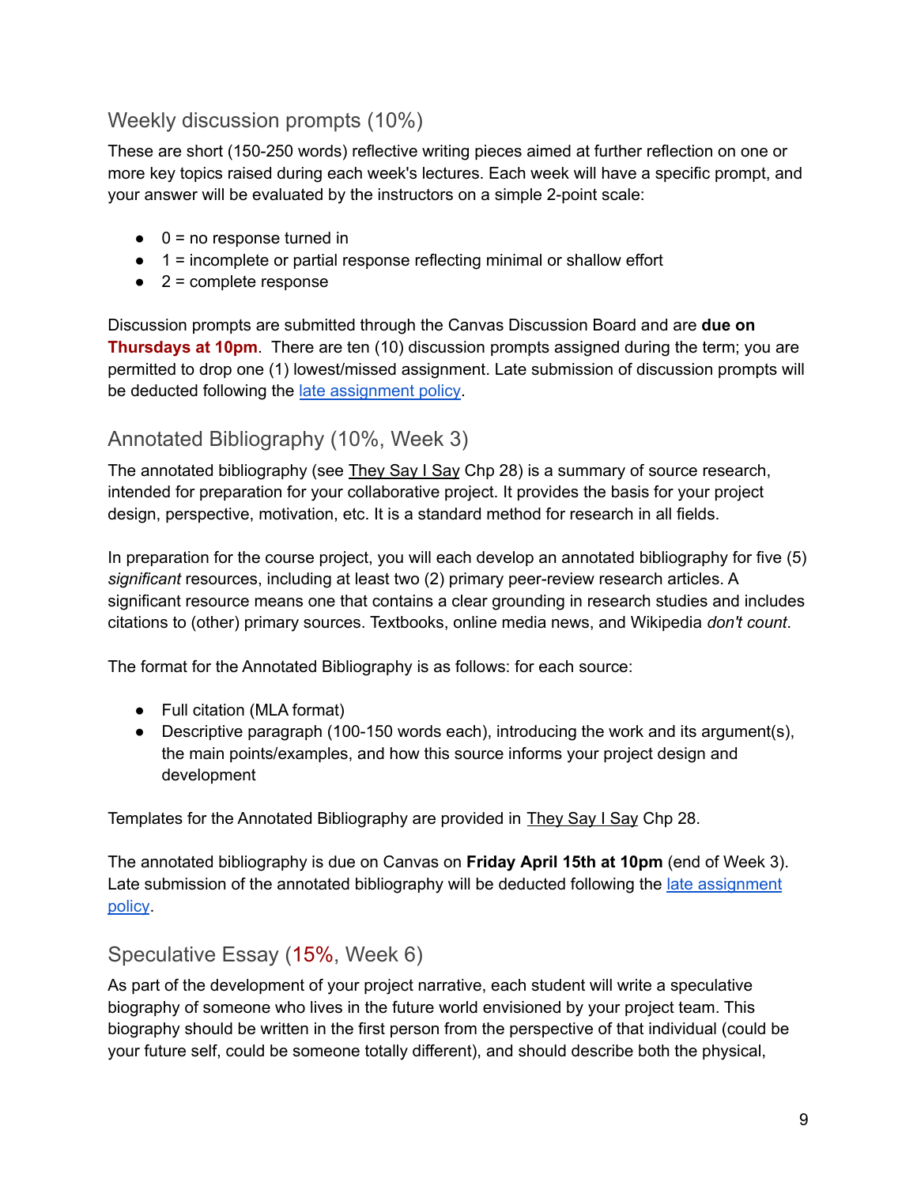## Weekly discussion prompts (10%)

These are short (150-250 words) reflective writing pieces aimed at further reflection on one or more key topics raised during each week's lectures. Each week will have a specific prompt, and your answer will be evaluated by the instructors on a simple 2-point scale:

- 0 = no response turned in
- 1 = incomplete or partial response reflecting minimal or shallow effort
- 2 = complete response

Discussion prompts are submitted through the Canvas Discussion Board and are **due on Thursdays at 10pm**. There are ten (10) discussion prompts assigned during the term; you are permitted to drop one (1) lowest/missed assignment. Late submission of discussion prompts will be deducted following the late assignment policy.

## Annotated Bibliography (10%, Week 3)

The annotated bibliography (see They Say I Say Chp 28) is a summary of source research, intended for preparation for your collaborative project. It provides the basis for your project design, perspective, motivation, etc. It is a standard method for research in all fields.

In preparation for the course project, you will each develop an annotated bibliography for five (5) *significant* resources, including at least two (2) primary peer-review research articles. A significant resource means one that contains a clear grounding in research studies and includes citations to (other) primary sources. Textbooks, online media news, and Wikipedia *don't count*.

The format for the Annotated Bibliography is as follows: for each source:

- Full citation (MLA format)
- Descriptive paragraph (100-150 words each), introducing the work and its argument(s), the main points/examples, and how this source informs your project design and development

Templates for the Annotated Bibliography are provided in They Say I Say Chp 28.

The annotated bibliography is due on Canvas on **Friday April 15th at 10pm** (end of Week 3). Late submission of the annotated bibliography will be deducted following the late assignment policy.

## Speculative Essay (15%, Week 6)

As part of the development of your project narrative, each student will write a speculative biography of someone who lives in the future world envisioned by your project team. This biography should be written in the first person from the perspective of that individual (could be your future self, could be someone totally different), and should describe both the physical,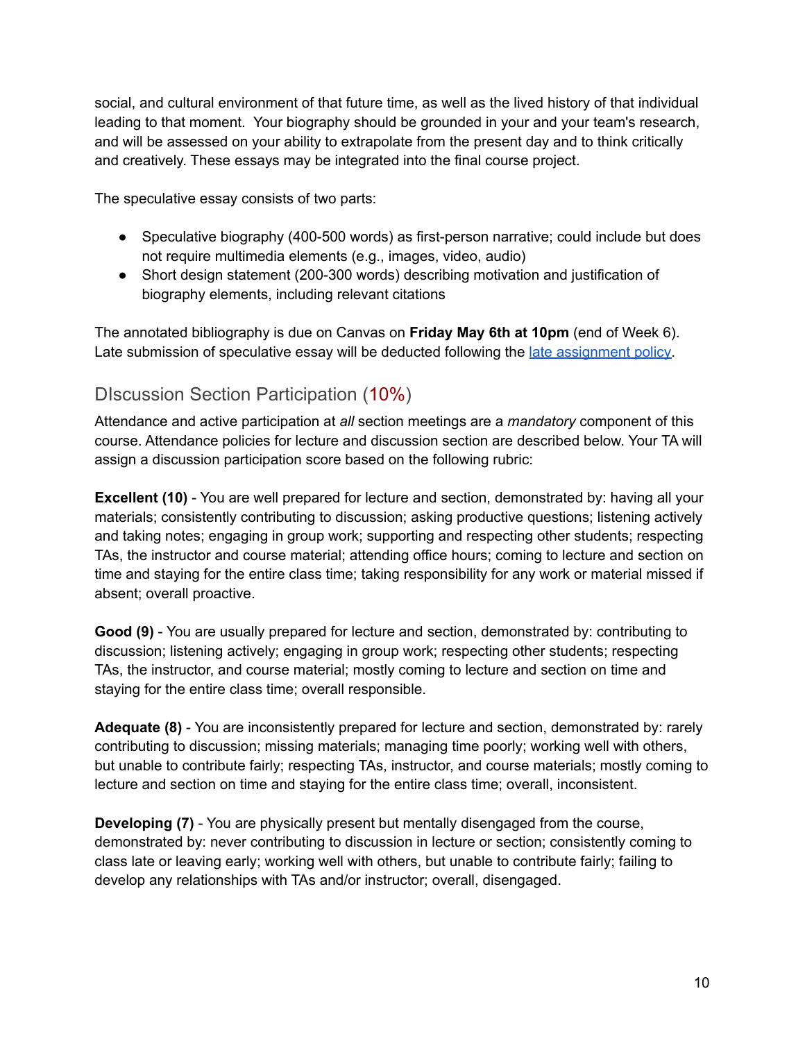social, and cultural environment of that future time, as well as the lived history of that individual leading to that moment. Your biography should be grounded in your and your team's research, and will be assessed on your ability to extrapolate from the present day and to think critically and creatively. These essays may be integrated into the final course project.

The speculative essay consists of two parts:

- Speculative biography (400-500 words) as first-person narrative; could include but does not require multimedia elements (e.g., images, video, audio)
- Short design statement (200-300 words) describing motivation and justification of biography elements, including relevant citations

The annotated bibliography is due on Canvas on **Friday May 6th at 10pm** (end of Week 6). Late submission of speculative essay will be deducted following the [late assignment policy](#).

## DIscussion Section Participation (10%)

Attendance and active participation at *all* section meetings are a *mandatory* component of this course. Attendance policies for lecture and discussion section are described below. Your TA will assign a discussion participation score based on the following rubric:

**Excellent (10)** - You are well prepared for lecture and section, demonstrated by: having all your materials; consistently contributing to discussion; asking productive questions; listening actively and taking notes; engaging in group work; supporting and respecting other students; respecting TAs, the instructor and course material; attending office hours; coming to lecture and section on time and staying for the entire class time; taking responsibility for any work or material missed if absent; overall proactive.

**Good (9)** - You are usually prepared for lecture and section, demonstrated by: contributing to discussion; listening actively; engaging in group work; respecting other students; respecting TAs, the instructor, and course material; mostly coming to lecture and section on time and staying for the entire class time; overall responsible.

**Adequate (8)** - You are inconsistently prepared for lecture and section, demonstrated by: rarely contributing to discussion; missing materials; managing time poorly; working well with others, but unable to contribute fairly; respecting TAs, instructor, and course materials; mostly coming to lecture and section on time and staying for the entire class time; overall, inconsistent.

**Developing (7)** - You are physically present but mentally disengaged from the course, demonstrated by: never contributing to discussion in lecture or section; consistently coming to class late or leaving early; working well with others, but unable to contribute fairly; failing to develop any relationships with TAs and/or instructor; overall, disengaged.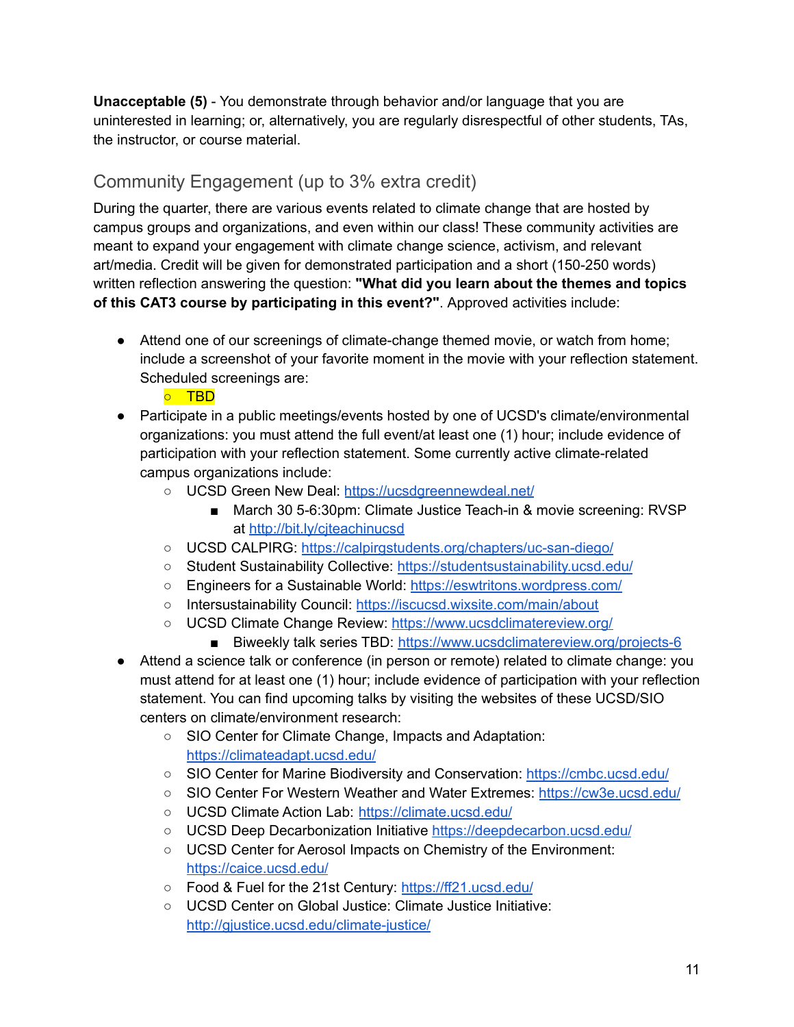**Unacceptable (5)** - You demonstrate through behavior and/or language that you are uninterested in learning; or, alternatively, you are regularly disrespectful of other students, TAs, the instructor, or course material.

## Community Engagement (up to 3% extra credit)

During the quarter, there are various events related to climate change that are hosted by campus groups and organizations, and even within our class! These community activities are meant to expand your engagement with climate change science, activism, and relevant art/media. Credit will be given for demonstrated participation and a short (150-250 words) written reflection answering the question: **"What did you learn about the themes and topics of this CAT3 course by participating in this event?"**. Approved activities include:

- Attend one of our screenings of climate-change themed movie, or watch from home; include a screenshot of your favorite moment in the movie with your reflection statement. Scheduled screenings are:
  - TBD
- Participate in a public meetings/events hosted by one of UCSD's climate/environmental organizations: you must attend the full event/at least one (1) hour; include evidence of participation with your reflection statement. Some currently active climate-related campus organizations include:
  - UCSD Green New Deal: https://ucsdgreennewdeal.net/
    - March 30 5-6:30pm: Climate Justice Teach-in & movie screening: RVSP at http://bit.ly/cjteachinucsd
  - UCSD CALPIRG: https://calpirgstudents.org/chapters/uc-san-diego/
  - Student Sustainability Collective: https://studentsustainability.ucsd.edu/
  - Engineers for a Sustainable World: https://eswtritons.wordpress.com/
  - Intersustainability Council: https://iscucsd.wixsite.com/main/about
  - UCSD Climate Change Review: https://www.ucsdclimatereview.org/
    - Biweekly talk series TBD: https://www.ucsdclimatereview.org/projects-6
- Attend a science talk or conference (in person or remote) related to climate change: you must attend for at least one (1) hour; include evidence of participation with your reflection statement. You can find upcoming talks by visiting the websites of these UCSD/SIO centers on climate/environment research:
  - SIO Center for Climate Change, Impacts and Adaptation: https://climateadapt.ucsd.edu/
  - SIO Center for Marine Biodiversity and Conservation: https://cmbc.ucsd.edu/
  - SIO Center For Western Weather and Water Extremes: https://cw3e.ucsd.edu/
  - UCSD Climate Action Lab: https://climate.ucsd.edu/
  - UCSD Deep Decarbonization Initiative https://deepdecarbon.ucsd.edu/
  - UCSD Center for Aerosol Impacts on Chemistry of the Environment: https://caice.ucsd.edu/
  - Food & Fuel for the 21st Century: https://ff21.ucsd.edu/
  - UCSD Center on Global Justice: Climate Justice Initiative: http://gjustice.ucsd.edu/climate-justice/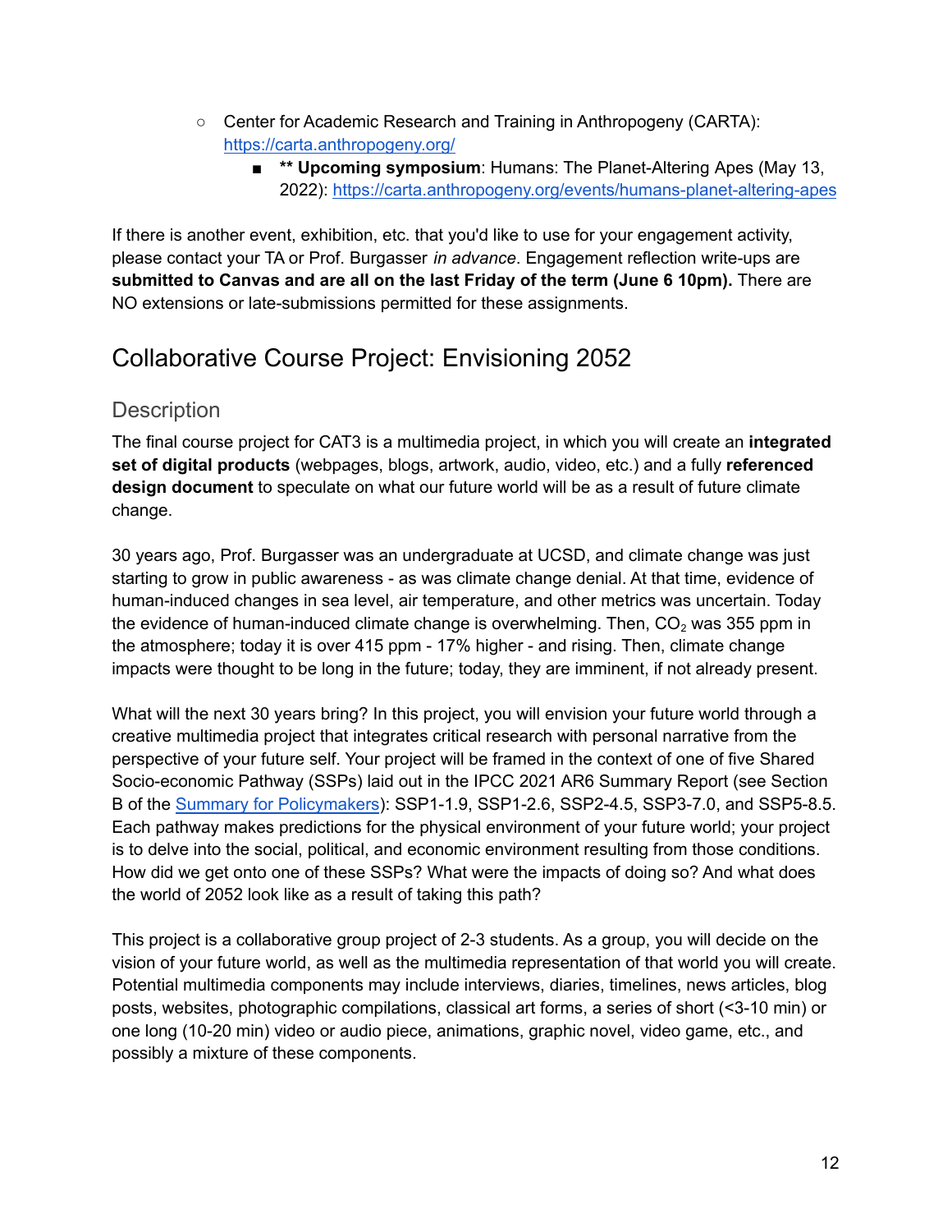- Center for Academic Research and Training in Anthropogeny (CARTA): https://carta.anthropogeny.org/
  - ** **Upcoming symposium**: Humans: The Planet-Altering Apes (May 13, 2022): https://carta.anthropogeny.org/events/humans-planet-altering-apes

If there is another event, exhibition, etc. that you'd like to use for your engagement activity, please contact your TA or Prof. Burgasser *in advance*. Engagement reflection write-ups are **submitted to Canvas and are all on the last Friday of the term (June 6 10pm).** There are NO extensions or late-submissions permitted for these assignments.

# Collaborative Course Project: Envisioning 2052

## Description

The final course project for CAT3 is a multimedia project, in which you will create an **integrated set of digital products** (webpages, blogs, artwork, audio, video, etc.) and a fully **referenced design document** to speculate on what our future world will be as a result of future climate change.

30 years ago, Prof. Burgasser was an undergraduate at UCSD, and climate change was just starting to grow in public awareness - as was climate change denial. At that time, evidence of human-induced changes in sea level, air temperature, and other metrics was uncertain. Today the evidence of human-induced climate change is overwhelming. Then, $CO_2$ was 355 ppm in the atmosphere; today it is over 415 ppm - 17% higher - and rising. Then, climate change impacts were thought to be long in the future; today, they are imminent, if not already present.

What will the next 30 years bring? In this project, you will envision your future world through a creative multimedia project that integrates critical research with personal narrative from the perspective of your future self. Your project will be framed in the context of one of five Shared Socio-economic Pathway (SSPs) laid out in the IPCC 2021 AR6 Summary Report (see Section B of the Summary for Policymakers): SSP1-1.9, SSP1-2.6, SSP2-4.5, SSP3-7.0, and SSP5-8.5. Each pathway makes predictions for the physical environment of your future world; your project is to delve into the social, political, and economic environment resulting from those conditions. How did we get onto one of these SSPs? What were the impacts of doing so? And what does the world of 2052 look like as a result of taking this path?

This project is a collaborative group project of 2-3 students. As a group, you will decide on the vision of your future world, as well as the multimedia representation of that world you will create. Potential multimedia components may include interviews, diaries, timelines, news articles, blog posts, websites, photographic compilations, classical art forms, a series of short (<3-10 min) or one long (10-20 min) video or audio piece, animations, graphic novel, video game, etc., and possibly a mixture of these components.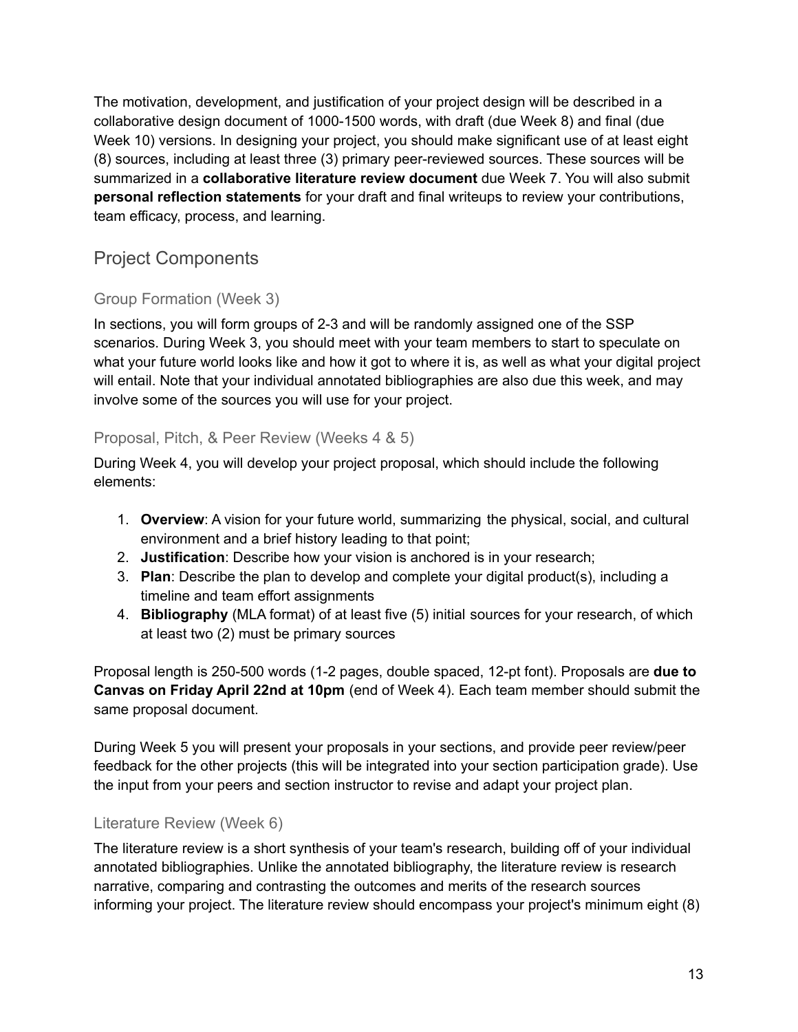The motivation, development, and justification of your project design will be described in a collaborative design document of 1000-1500 words, with draft (due Week 8) and final (due Week 10) versions. In designing your project, you should make significant use of at least eight (8) sources, including at least three (3) primary peer-reviewed sources. These sources will be summarized in a **collaborative literature review document** due Week 7. You will also submit **personal reflection statements** for your draft and final writeups to review your contributions, team efficacy, process, and learning.

## Project Components

### Group Formation (Week 3)

In sections, you will form groups of 2-3 and will be randomly assigned one of the SSP scenarios. During Week 3, you should meet with your team members to start to speculate on what your future world looks like and how it got to where it is, as well as what your digital project will entail. Note that your individual annotated bibliographies are also due this week, and may involve some of the sources you will use for your project.

### Proposal, Pitch, & Peer Review (Weeks 4 & 5)

During Week 4, you will develop your project proposal, which should include the following elements:

1. **Overview**: A vision for your future world, summarizing the physical, social, and cultural environment and a brief history leading to that point;
2. **Justification**: Describe how your vision is anchored is in your research;
3. **Plan**: Describe the plan to develop and complete your digital product(s), including a timeline and team effort assignments
4. **Bibliography** (MLA format) of at least five (5) initial sources for your research, of which at least two (2) must be primary sources

Proposal length is 250-500 words (1-2 pages, double spaced, 12-pt font). Proposals are **due to Canvas on Friday April 22nd at 10pm** (end of Week 4). Each team member should submit the same proposal document.

During Week 5 you will present your proposals in your sections, and provide peer review/peer feedback for the other projects (this will be integrated into your section participation grade). Use the input from your peers and section instructor to revise and adapt your project plan.

### Literature Review (Week 6)

The literature review is a short synthesis of your team's research, building off of your individual annotated bibliographies. Unlike the annotated bibliography, the literature review is research narrative, comparing and contrasting the outcomes and merits of the research sources informing your project. The literature review should encompass your project's minimum eight (8)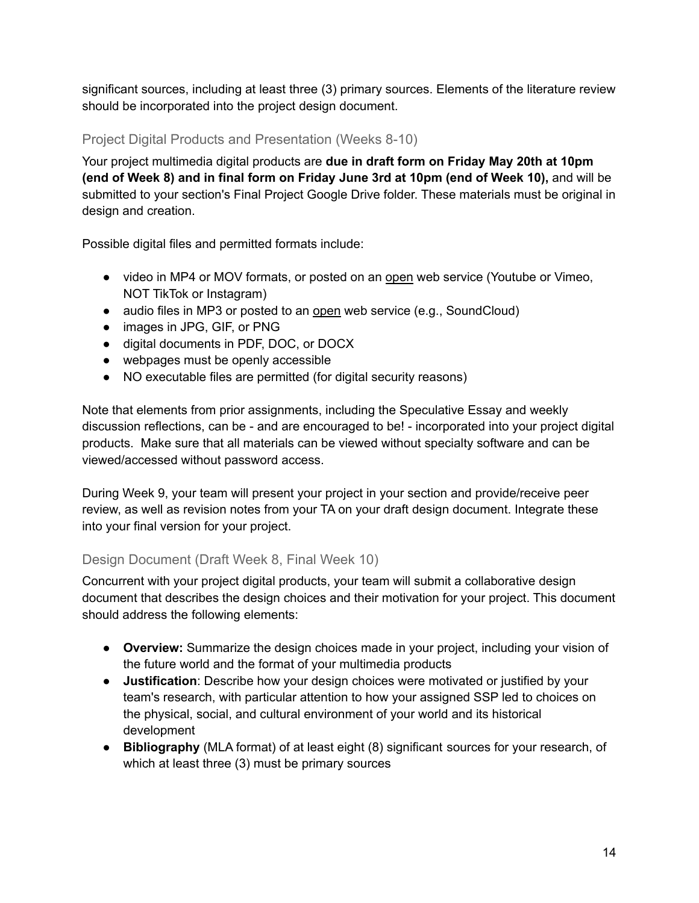significant sources, including at least three (3) primary sources. Elements of the literature review should be incorporated into the project design document.

### Project Digital Products and Presentation (Weeks 8-10)

Your project multimedia digital products are **due in draft form on Friday May 20th at 10pm (end of Week 8) and in final form on Friday June 3rd at 10pm (end of Week 10),** and will be submitted to your section's Final Project Google Drive folder. These materials must be original in design and creation.

Possible digital files and permitted formats include:

- video in MP4 or MOV formats, or posted on an <u>open</u> web service (Youtube or Vimeo, NOT TikTok or Instagram)
- audio files in MP3 or posted to an <u>open</u> web service (e.g., SoundCloud)
- images in JPG, GIF, or PNG
- digital documents in PDF, DOC, or DOCX
- webpages must be openly accessible
- NO executable files are permitted (for digital security reasons)

Note that elements from prior assignments, including the Speculative Essay and weekly discussion reflections, can be - and are encouraged to be! - incorporated into your project digital products. Make sure that all materials can be viewed without specialty software and can be viewed/accessed without password access.

During Week 9, your team will present your project in your section and provide/receive peer review, as well as revision notes from your TA on your draft design document. Integrate these into your final version for your project.

### Design Document (Draft Week 8, Final Week 10)

Concurrent with your project digital products, your team will submit a collaborative design document that describes the design choices and their motivation for your project. This document should address the following elements:

- **Overview:** Summarize the design choices made in your project, including your vision of the future world and the format of your multimedia products
- **Justification**: Describe how your design choices were motivated or justified by your team's research, with particular attention to how your assigned SSP led to choices on the physical, social, and cultural environment of your world and its historical development
- **Bibliography** (MLA format) of at least eight (8) significant sources for your research, of which at least three (3) must be primary sources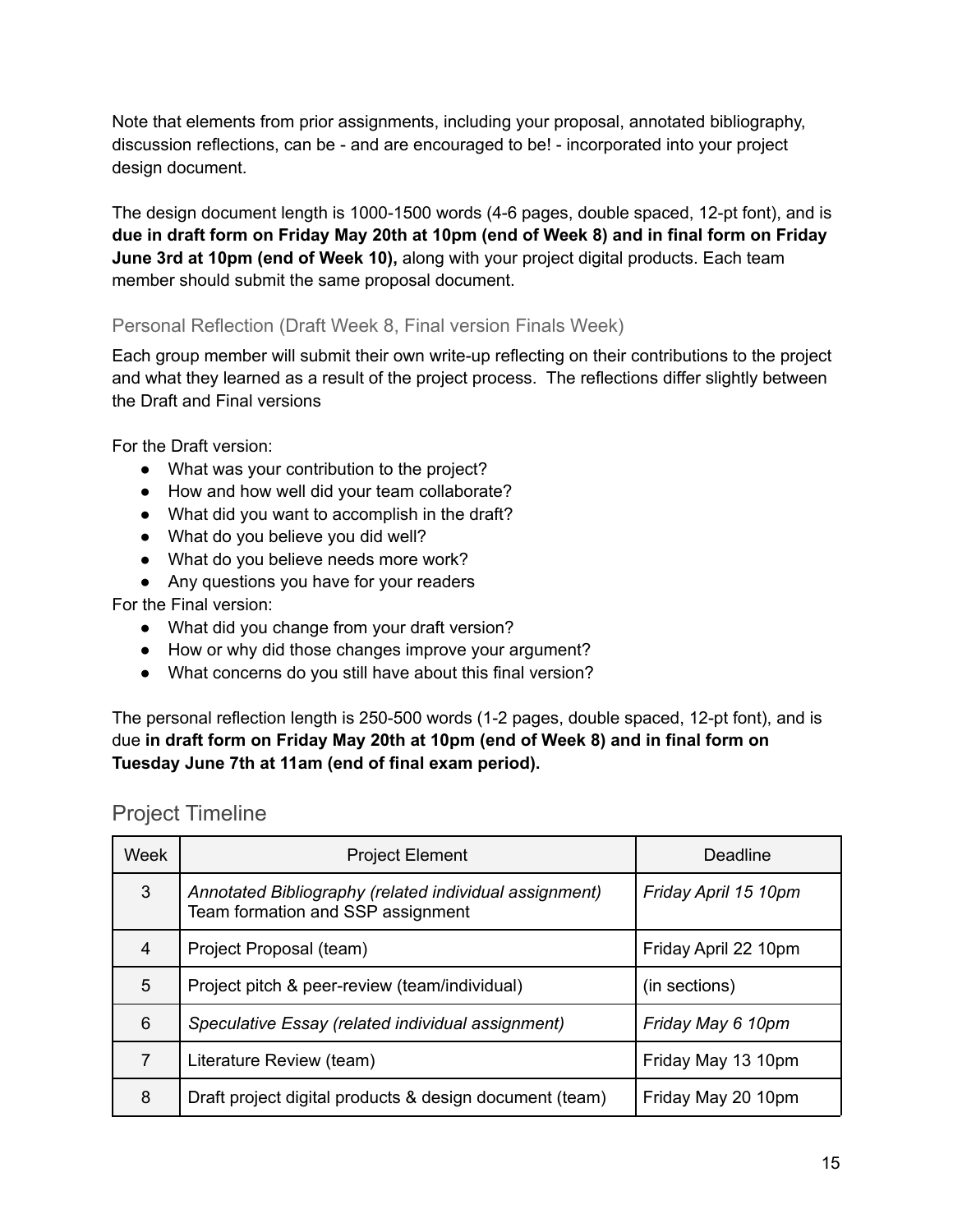Note that elements from prior assignments, including your proposal, annotated bibliography, discussion reflections, can be - and are encouraged to be! - incorporated into your project design document.

The design document length is 1000-1500 words (4-6 pages, double spaced, 12-pt font), and is **due in draft form on Friday May 20th at 10pm (end of Week 8) and in final form on Friday June 3rd at 10pm (end of Week 10),** along with your project digital products. Each team member should submit the same proposal document.

### Personal Reflection (Draft Week 8, Final version Finals Week)

Each group member will submit their own write-up reflecting on their contributions to the project and what they learned as a result of the project process. The reflections differ slightly between the Draft and Final versions

For the Draft version:

- What was your contribution to the project?
- How and how well did your team collaborate?
- What did you want to accomplish in the draft?
- What do you believe you did well?
- What do you believe needs more work?
- Any questions you have for your readers

For the Final version:

- What did you change from your draft version?
- How or why did those changes improve your argument?
- What concerns do you still have about this final version?

The personal reflection length is 250-500 words (1-2 pages, double spaced, 12-pt font), and is due **in draft form on Friday May 20th at 10pm (end of Week 8) and in final form on Tuesday June 7th at 11am (end of final exam period).**

## Project Timeline

| Week | Project Element | Deadline |
|---|---|---|
| 3 | *Annotated Bibliography (related individual assignment)* Team formation and SSP assignment | *Friday April 15 10pm* |
| 4 | Project Proposal (team) | Friday April 22 10pm |
| 5 | Project pitch & peer-review (team/individual) | (in sections) |
| 6 | *Speculative Essay (related individual assignment)* | *Friday May 6 10pm* |
| 7 | Literature Review (team) | Friday May 13 10pm |
| 8 | Draft project digital products & design document (team) | Friday May 20 10pm |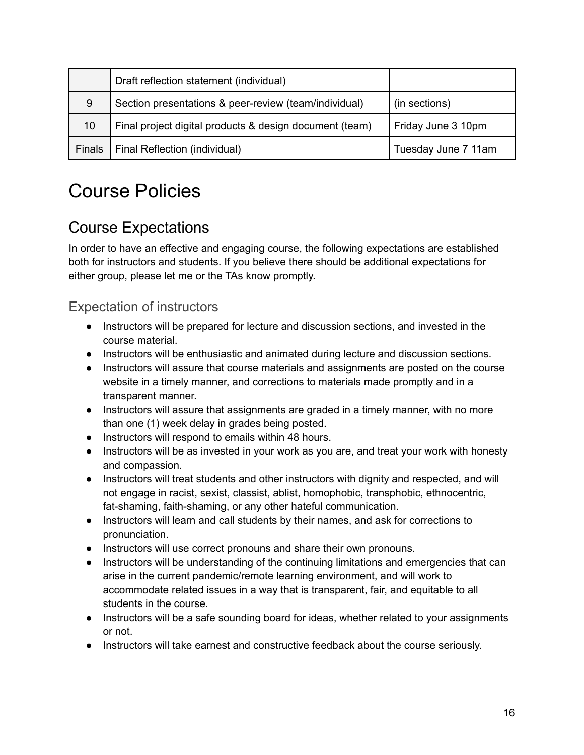| | | |
|---|---|---|
| | Draft reflection statement (individual) | |
| 9 | Section presentations & peer-review (team/individual) | (in sections) |
| 10 | Final project digital products & design document (team) | Friday June 3 10pm |
| Finals | Final Reflection (individual) | Tuesday June 7 11am |

# Course Policies

## Course Expectations

In order to have an effective and engaging course, the following expectations are established both for instructors and students. If you believe there should be additional expectations for either group, please let me or the TAs know promptly.

### Expectation of instructors

- Instructors will be prepared for lecture and discussion sections, and invested in the course material.
- Instructors will be enthusiastic and animated during lecture and discussion sections.
- Instructors will assure that course materials and assignments are posted on the course website in a timely manner, and corrections to materials made promptly and in a transparent manner.
- Instructors will assure that assignments are graded in a timely manner, with no more than one (1) week delay in grades being posted.
- Instructors will respond to emails within 48 hours.
- Instructors will be as invested in your work as you are, and treat your work with honesty and compassion.
- Instructors will treat students and other instructors with dignity and respected, and will not engage in racist, sexist, classist, ablist, homophobic, transphobic, ethnocentric, fat-shaming, faith-shaming, or any other hateful communication.
- Instructors will learn and call students by their names, and ask for corrections to pronunciation.
- Instructors will use correct pronouns and share their own pronouns.
- Instructors will be understanding of the continuing limitations and emergencies that can arise in the current pandemic/remote learning environment, and will work to accommodate related issues in a way that is transparent, fair, and equitable to all students in the course.
- Instructors will be a safe sounding board for ideas, whether related to your assignments or not.
- Instructors will take earnest and constructive feedback about the course seriously.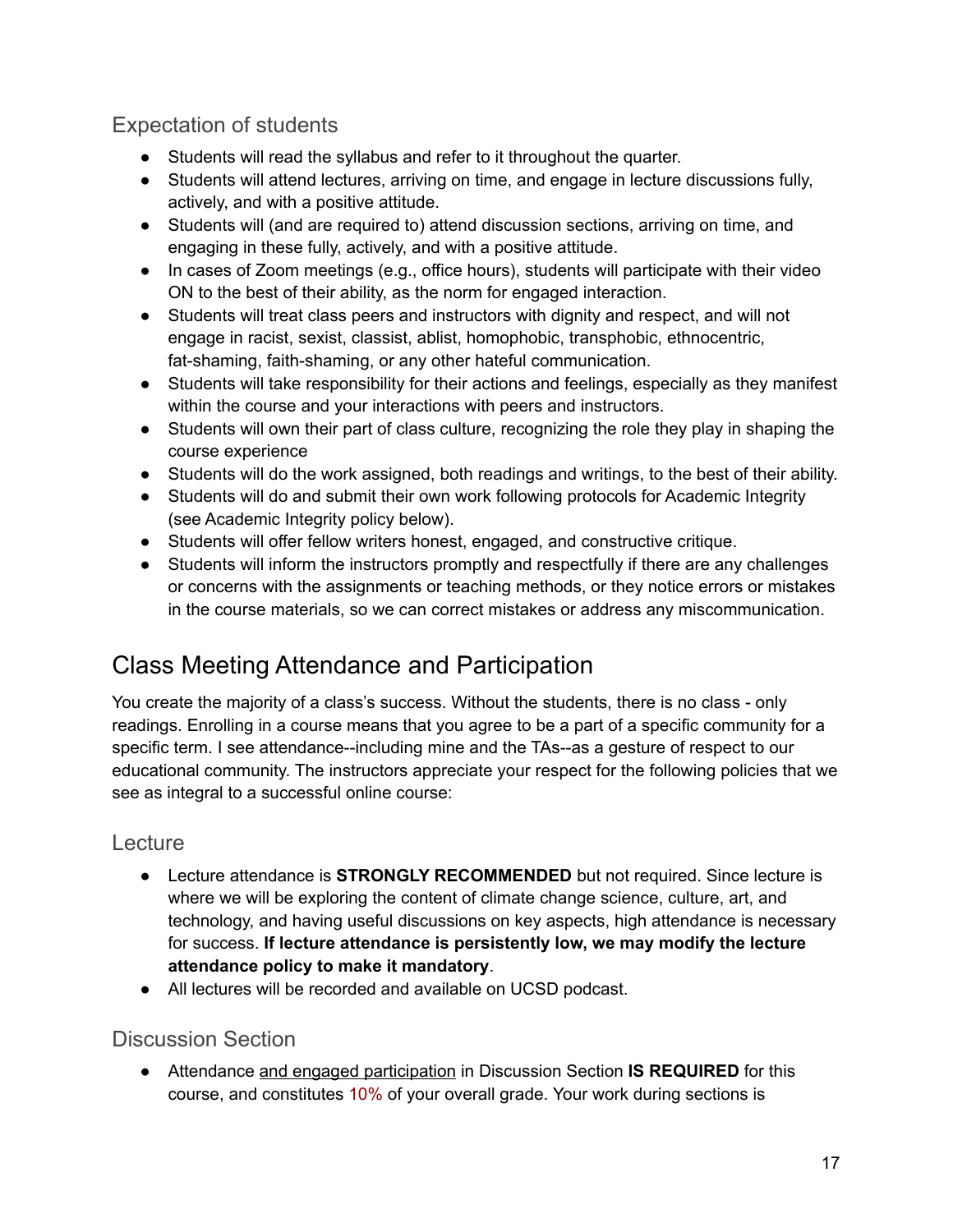### Expectation of students

- Students will read the syllabus and refer to it throughout the quarter.
- Students will attend lectures, arriving on time, and engage in lecture discussions fully, actively, and with a positive attitude.
- Students will (and are required to) attend discussion sections, arriving on time, and engaging in these fully, actively, and with a positive attitude.
- In cases of Zoom meetings (e.g., office hours), students will participate with their video ON to the best of their ability, as the norm for engaged interaction.
- Students will treat class peers and instructors with dignity and respect, and will not engage in racist, sexist, classist, ablist, homophobic, transphobic, ethnocentric, fat-shaming, faith-shaming, or any other hateful communication.
- Students will take responsibility for their actions and feelings, especially as they manifest within the course and your interactions with peers and instructors.
- Students will own their part of class culture, recognizing the role they play in shaping the course experience
- Students will do the work assigned, both readings and writings, to the best of their ability.
- Students will do and submit their own work following protocols for Academic Integrity (see Academic Integrity policy below).
- Students will offer fellow writers honest, engaged, and constructive critique.
- Students will inform the instructors promptly and respectfully if there are any challenges or concerns with the assignments or teaching methods, or they notice errors or mistakes in the course materials, so we can correct mistakes or address any miscommunication.

## Class Meeting Attendance and Participation

You create the majority of a class's success. Without the students, there is no class - only readings. Enrolling in a course means that you agree to be a part of a specific community for a specific term. I see attendance--including mine and the TAs--as a gesture of respect to our educational community. The instructors appreciate your respect for the following policies that we see as integral to a successful online course:

### Lecture

- Lecture attendance is **STRONGLY RECOMMENDED** but not required. Since lecture is where we will be exploring the content of climate change science, culture, art, and technology, and having useful discussions on key aspects, high attendance is necessary for success. **If lecture attendance is persistently low, we may modify the lecture attendance policy to make it mandatory**.
- All lectures will be recorded and available on UCSD podcast.

### Discussion Section

- Attendance and engaged participation in Discussion Section **IS REQUIRED** for this course, and constitutes 10% of your overall grade. Your work during sections is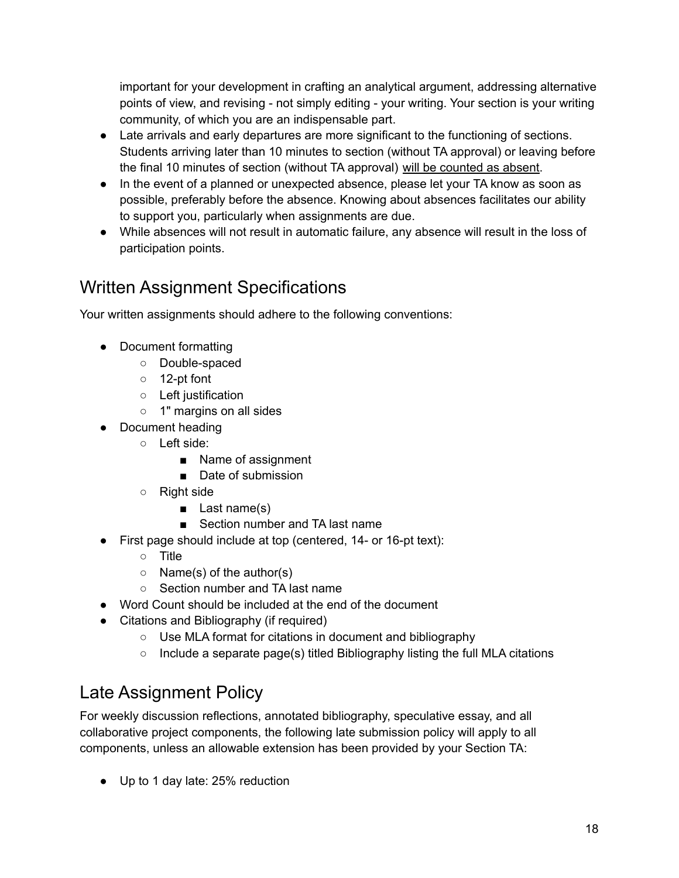important for your development in crafting an analytical argument, addressing alternative points of view, and revising - not simply editing - your writing. Your section is your writing community, of which you are an indispensable part.

- Late arrivals and early departures are more significant to the functioning of sections. Students arriving later than 10 minutes to section (without TA approval) or leaving before the final 10 minutes of section (without TA approval) <u>will be counted as absent</u>.
- In the event of a planned or unexpected absence, please let your TA know as soon as possible, preferably before the absence. Knowing about absences facilitates our ability to support you, particularly when assignments are due.
- While absences will not result in automatic failure, any absence will result in the loss of participation points.

## Written Assignment Specifications

Your written assignments should adhere to the following conventions:

- Document formatting
  - Double-spaced
  - 12-pt font
  - Left justification
  - 1" margins on all sides
- Document heading
  - Left side:
    - Name of assignment
    - Date of submission
  - Right side
    - Last name(s)
    - Section number and TA last name
- First page should include at top (centered, 14- or 16-pt text):
  - Title
  - Name(s) of the author(s)
  - Section number and TA last name
- Word Count should be included at the end of the document
- Citations and Bibliography (if required)
  - Use MLA format for citations in document and bibliography
  - Include a separate page(s) titled Bibliography listing the full MLA citations

## Late Assignment Policy

For weekly discussion reflections, annotated bibliography, speculative essay, and all collaborative project components, the following late submission policy will apply to all components, unless an allowable extension has been provided by your Section TA:

- Up to 1 day late: 25% reduction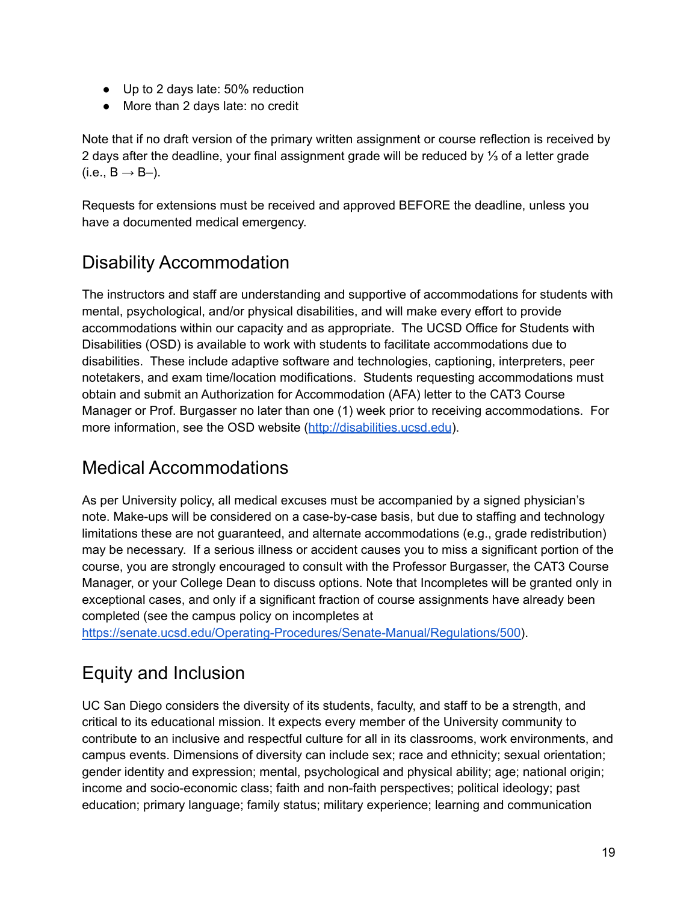- Up to 2 days late: 50% reduction
- More than 2 days late: no credit

Note that if no draft version of the primary written assignment or course reflection is received by 2 days after the deadline, your final assignment grade will be reduced by ⅓ of a letter grade (i.e., B → B–).

Requests for extensions must be received and approved BEFORE the deadline, unless you have a documented medical emergency.

## Disability Accommodation

The instructors and staff are understanding and supportive of accommodations for students with mental, psychological, and/or physical disabilities, and will make every effort to provide accommodations within our capacity and as appropriate. The UCSD Office for Students with Disabilities (OSD) is available to work with students to facilitate accommodations due to disabilities. These include adaptive software and technologies, captioning, interpreters, peer notetakers, and exam time/location modifications. Students requesting accommodations must obtain and submit an Authorization for Accommodation (AFA) letter to the CAT3 Course Manager or Prof. Burgasser no later than one (1) week prior to receiving accommodations. For more information, see the OSD website ([http://disabilities.ucsd.edu](http://disabilities.ucsd.edu)).

## Medical Accommodations

As per University policy, all medical excuses must be accompanied by a signed physician's note. Make-ups will be considered on a case-by-case basis, but due to staffing and technology limitations these are not guaranteed, and alternate accommodations (e.g., grade redistribution) may be necessary. If a serious illness or accident causes you to miss a significant portion of the course, you are strongly encouraged to consult with the Professor Burgasser, the CAT3 Course Manager, or your College Dean to discuss options. Note that Incompletes will be granted only in exceptional cases, and only if a significant fraction of course assignments have already been completed (see the campus policy on incompletes at [https://senate.ucsd.edu/Operating-Procedures/Senate-Manual/Regulations/500](https://senate.ucsd.edu/Operating-Procedures/Senate-Manual/Regulations/500)).

## Equity and Inclusion

UC San Diego considers the diversity of its students, faculty, and staff to be a strength, and critical to its educational mission. It expects every member of the University community to contribute to an inclusive and respectful culture for all in its classrooms, work environments, and campus events. Dimensions of diversity can include sex; race and ethnicity; sexual orientation; gender identity and expression; mental, psychological and physical ability; age; national origin; income and socio-economic class; faith and non-faith perspectives; political ideology; past education; primary language; family status; military experience; learning and communication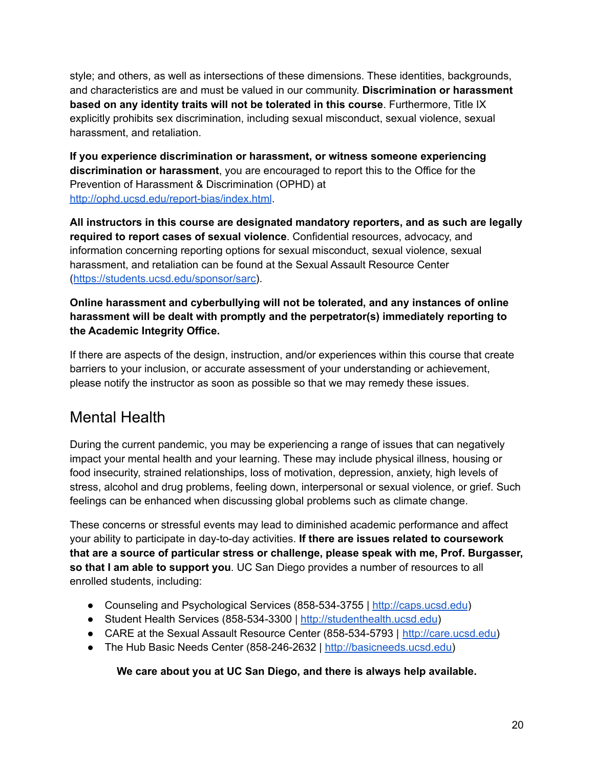style; and others, as well as intersections of these dimensions. These identities, backgrounds, and characteristics are and must be valued in our community. **Discrimination or harassment based on any identity traits will not be tolerated in this course**. Furthermore, Title IX explicitly prohibits sex discrimination, including sexual misconduct, sexual violence, sexual harassment, and retaliation.

**If you experience discrimination or harassment, or witness someone experiencing discrimination or harassment**, you are encouraged to report this to the Office for the Prevention of Harassment & Discrimination (OPHD) at [http://ophd.ucsd.edu/report-bias/index.html](http://ophd.ucsd.edu/report-bias/index.html).

**All instructors in this course are designated mandatory reporters, and as such are legally required to report cases of sexual violence**. Confidential resources, advocacy, and information concerning reporting options for sexual misconduct, sexual violence, sexual harassment, and retaliation can be found at the Sexual Assault Resource Center ([https://students.ucsd.edu/sponsor/sarc](https://students.ucsd.edu/sponsor/sarc)).

**Online harassment and cyberbullying will not be tolerated, and any instances of online harassment will be dealt with promptly and the perpetrator(s) immediately reporting to the Academic Integrity Office.**

If there are aspects of the design, instruction, and/or experiences within this course that create barriers to your inclusion, or accurate assessment of your understanding or achievement, please notify the instructor as soon as possible so that we may remedy these issues.

## Mental Health

During the current pandemic, you may be experiencing a range of issues that can negatively impact your mental health and your learning. These may include physical illness, housing or food insecurity, strained relationships, loss of motivation, depression, anxiety, high levels of stress, alcohol and drug problems, feeling down, interpersonal or sexual violence, or grief. Such feelings can be enhanced when discussing global problems such as climate change.

These concerns or stressful events may lead to diminished academic performance and affect your ability to participate in day-to-day activities. **If there are issues related to coursework that are a source of particular stress or challenge, please speak with me, Prof. Burgasser, so that I am able to support you**. UC San Diego provides a number of resources to all enrolled students, including:

- Counseling and Psychological Services (858-534-3755 | [http://caps.ucsd.edu](http://caps.ucsd.edu))
- Student Health Services (858-534-3300 | [http://studenthealth.ucsd.edu](http://studenthealth.ucsd.edu))
- CARE at the Sexual Assault Resource Center (858-534-5793 | [http://care.ucsd.edu](http://care.ucsd.edu))
- The Hub Basic Needs Center (858-246-2632 | [http://basicneeds.ucsd.edu](http://basicneeds.ucsd.edu))

**We care about you at UC San Diego, and there is always help available.**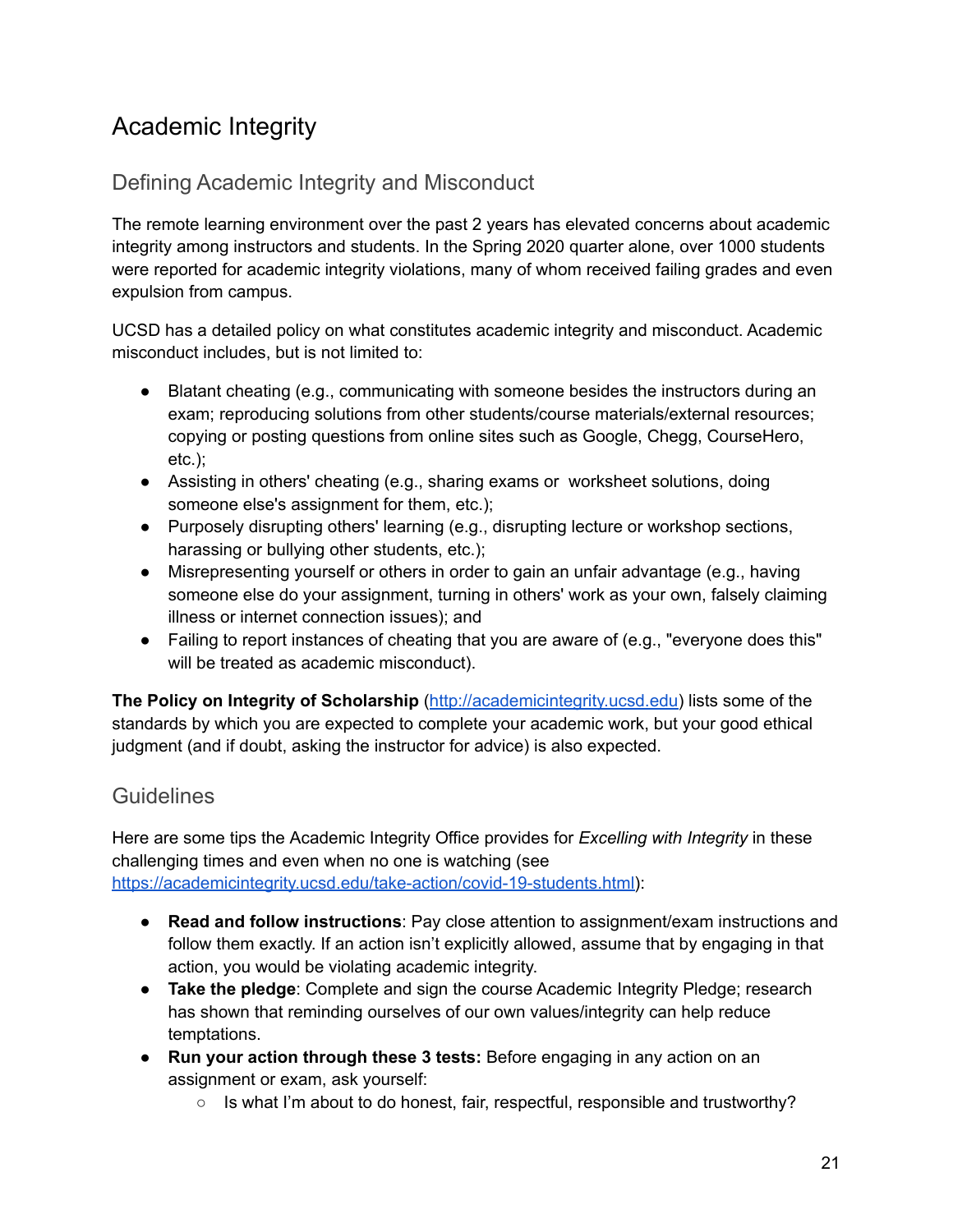# Academic Integrity

## Defining Academic Integrity and Misconduct

The remote learning environment over the past 2 years has elevated concerns about academic integrity among instructors and students. In the Spring 2020 quarter alone, over 1000 students were reported for academic integrity violations, many of whom received failing grades and even expulsion from campus.

UCSD has a detailed policy on what constitutes academic integrity and misconduct. Academic misconduct includes, but is not limited to:

- Blatant cheating (e.g., communicating with someone besides the instructors during an exam; reproducing solutions from other students/course materials/external resources; copying or posting questions from online sites such as Google, Chegg, CourseHero, etc.);
- Assisting in others' cheating (e.g., sharing exams or worksheet solutions, doing someone else's assignment for them, etc.);
- Purposely disrupting others' learning (e.g., disrupting lecture or workshop sections, harassing or bullying other students, etc.);
- Misrepresenting yourself or others in order to gain an unfair advantage (e.g., having someone else do your assignment, turning in others' work as your own, falsely claiming illness or internet connection issues); and
- Failing to report instances of cheating that you are aware of (e.g., "everyone does this" will be treated as academic misconduct).

**The Policy on Integrity of Scholarship** ([http://academicintegrity.ucsd.edu](http://academicintegrity.ucsd.edu)) lists some of the standards by which you are expected to complete your academic work, but your good ethical judgment (and if doubt, asking the instructor for advice) is also expected.

## Guidelines

Here are some tips the Academic Integrity Office provides for *Excelling with Integrity* in these challenging times and even when no one is watching (see [https://academicintegrity.ucsd.edu/take-action/covid-19-students.html](https://academicintegrity.ucsd.edu/take-action/covid-19-students.html)):

- **Read and follow instructions**: Pay close attention to assignment/exam instructions and follow them exactly. If an action isn't explicitly allowed, assume that by engaging in that action, you would be violating academic integrity.
- **Take the pledge**: Complete and sign the course Academic Integrity Pledge; research has shown that reminding ourselves of our own values/integrity can help reduce temptations.
- **Run your action through these 3 tests:** Before engaging in any action on an assignment or exam, ask yourself:
  - Is what I'm about to do honest, fair, respectful, responsible and trustworthy?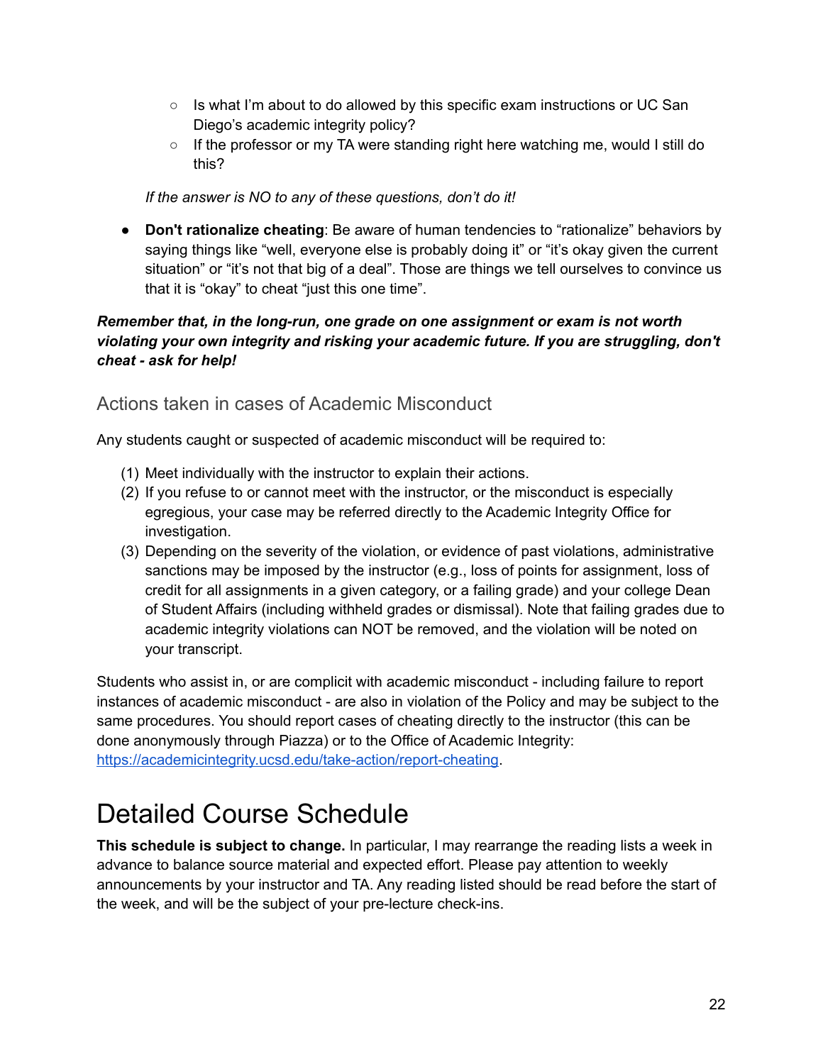- Is what I'm about to do allowed by this specific exam instructions or UC San Diego's academic integrity policy?
    - If the professor or my TA were standing right here watching me, would I still do this?

  *If the answer is NO to any of these questions, don't do it!*

- **Don't rationalize cheating**: Be aware of human tendencies to "rationalize" behaviors by saying things like "well, everyone else is probably doing it" or "it's okay given the current situation" or "it's not that big of a deal". Those are things we tell ourselves to convince us that it is "okay" to cheat "just this one time".

***Remember that, in the long-run, one grade on one assignment or exam is not worth violating your own integrity and risking your academic future. If you are struggling, don't cheat - ask for help!***

## Actions taken in cases of Academic Misconduct

Any students caught or suspected of academic misconduct will be required to:

(1) Meet individually with the instructor to explain their actions.
(2) If you refuse to or cannot meet with the instructor, or the misconduct is especially egregious, your case may be referred directly to the Academic Integrity Office for investigation.
(3) Depending on the severity of the violation, or evidence of past violations, administrative sanctions may be imposed by the instructor (e.g., loss of points for assignment, loss of credit for all assignments in a given category, or a failing grade) and your college Dean of Student Affairs (including withheld grades or dismissal). Note that failing grades due to academic integrity violations can NOT be removed, and the violation will be noted on your transcript.

Students who assist in, or are complicit with academic misconduct - including failure to report instances of academic misconduct - are also in violation of the Policy and may be subject to the same procedures. You should report cases of cheating directly to the instructor (this can be done anonymously through Piazza) or to the Office of Academic Integrity: [https://academicintegrity.ucsd.edu/take-action/report-cheating](https://academicintegrity.ucsd.edu/take-action/report-cheating).

# Detailed Course Schedule

**This schedule is subject to change.** In particular, I may rearrange the reading lists a week in advance to balance source material and expected effort. Please pay attention to weekly announcements by your instructor and TA. Any reading listed should be read before the start of the week, and will be the subject of your pre-lecture check-ins.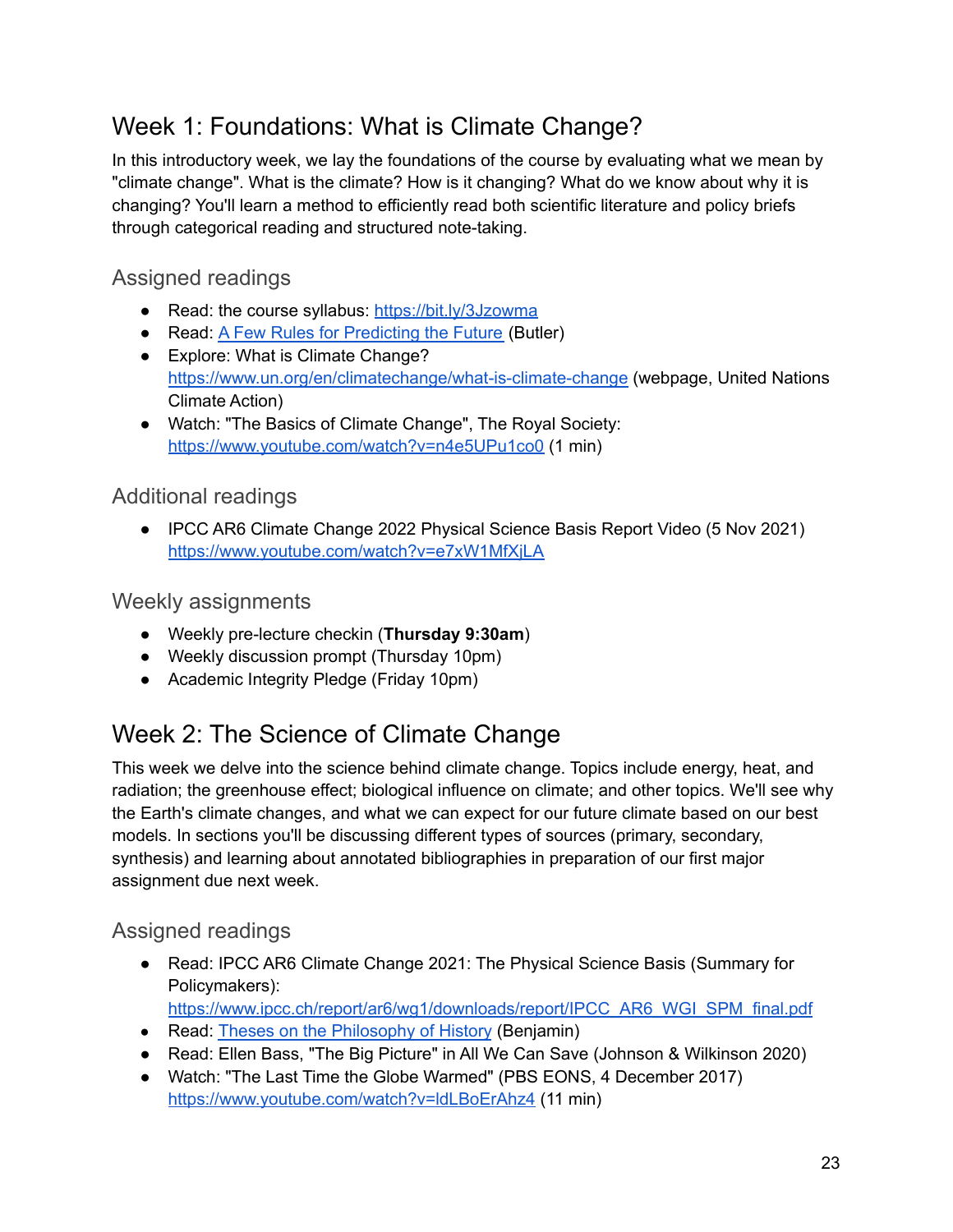## Week 1: Foundations: What is Climate Change?

In this introductory week, we lay the foundations of the course by evaluating what we mean by "climate change". What is the climate? How is it changing? What do we know about why it is changing? You'll learn a method to efficiently read both scientific literature and policy briefs through categorical reading and structured note-taking.

### Assigned readings

- Read: the course syllabus: https://bit.ly/3Jzowma
- Read: A Few Rules for Predicting the Future (Butler)
- Explore: What is Climate Change? https://www.un.org/en/climatechange/what-is-climate-change (webpage, United Nations Climate Action)
- Watch: "The Basics of Climate Change", The Royal Society: https://www.youtube.com/watch?v=n4e5UPu1co0 (1 min)

### Additional readings

- IPCC AR6 Climate Change 2022 Physical Science Basis Report Video (5 Nov 2021) https://www.youtube.com/watch?v=e7xW1MfXjLA

### Weekly assignments

- Weekly pre-lecture checkin (**Thursday 9:30am**)
- Weekly discussion prompt (Thursday 10pm)
- Academic Integrity Pledge (Friday 10pm)

## Week 2: The Science of Climate Change

This week we delve into the science behind climate change. Topics include energy, heat, and radiation; the greenhouse effect; biological influence on climate; and other topics. We'll see why the Earth's climate changes, and what we can expect for our future climate based on our best models. In sections you'll be discussing different types of sources (primary, secondary, synthesis) and learning about annotated bibliographies in preparation of our first major assignment due next week.

### Assigned readings

- Read: IPCC AR6 Climate Change 2021: The Physical Science Basis (Summary for Policymakers): https://www.ipcc.ch/report/ar6/wg1/downloads/report/IPCC_AR6_WGI_SPM_final.pdf
- Read: Theses on the Philosophy of History (Benjamin)
- Read: Ellen Bass, "The Big Picture" in All We Can Save (Johnson & Wilkinson 2020)
- Watch: "The Last Time the Globe Warmed" (PBS EONS, 4 December 2017) https://www.youtube.com/watch?v=ldLBoErAhz4 (11 min)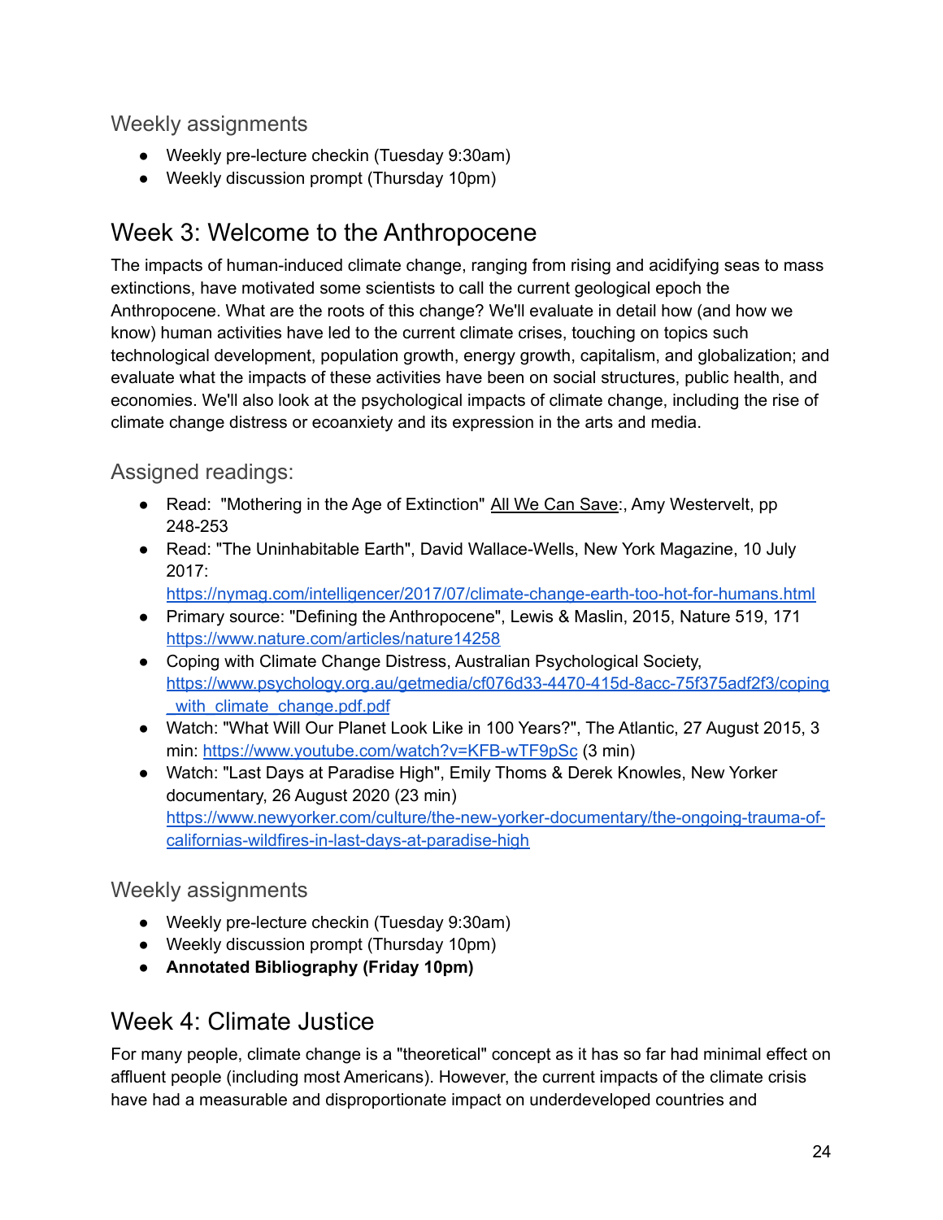### Weekly assignments

- Weekly pre-lecture checkin (Tuesday 9:30am)
- Weekly discussion prompt (Thursday 10pm)

## Week 3: Welcome to the Anthropocene

The impacts of human-induced climate change, ranging from rising and acidifying seas to mass extinctions, have motivated some scientists to call the current geological epoch the Anthropocene. What are the roots of this change? We'll evaluate in detail how (and how we know) human activities have led to the current climate crises, touching on topics such technological development, population growth, energy growth, capitalism, and globalization; and evaluate what the impacts of these activities have been on social structures, public health, and economies. We'll also look at the psychological impacts of climate change, including the rise of climate change distress or ecoanxiety and its expression in the arts and media.

### Assigned readings:

- Read: "Mothering in the Age of Extinction" All We Can Save:, Amy Westervelt, pp 248-253
- Read: "The Uninhabitable Earth", David Wallace-Wells, New York Magazine, 10 July 2017: https://nymag.com/intelligencer/2017/07/climate-change-earth-too-hot-for-humans.html
- Primary source: "Defining the Anthropocene", Lewis & Maslin, 2015, Nature 519, 171 https://www.nature.com/articles/nature14258
- Coping with Climate Change Distress, Australian Psychological Society, https://www.psychology.org.au/getmedia/cf076d33-4470-415d-8acc-75f375adf2f3/coping_with_climate_change.pdf.pdf
- Watch: "What Will Our Planet Look Like in 100 Years?", The Atlantic, 27 August 2015, 3 min: https://www.youtube.com/watch?v=KFB-wTF9pSc (3 min)
- Watch: "Last Days at Paradise High", Emily Thoms & Derek Knowles, New Yorker documentary, 26 August 2020 (23 min) https://www.newyorker.com/culture/the-new-yorker-documentary/the-ongoing-trauma-of-californias-wildfires-in-last-days-at-paradise-high

### Weekly assignments

- Weekly pre-lecture checkin (Tuesday 9:30am)
- Weekly discussion prompt (Thursday 10pm)
- **Annotated Bibliography (Friday 10pm)**

## Week 4: Climate Justice

For many people, climate change is a "theoretical" concept as it has so far had minimal effect on affluent people (including most Americans). However, the current impacts of the climate crisis have had a measurable and disproportionate impact on underdeveloped countries and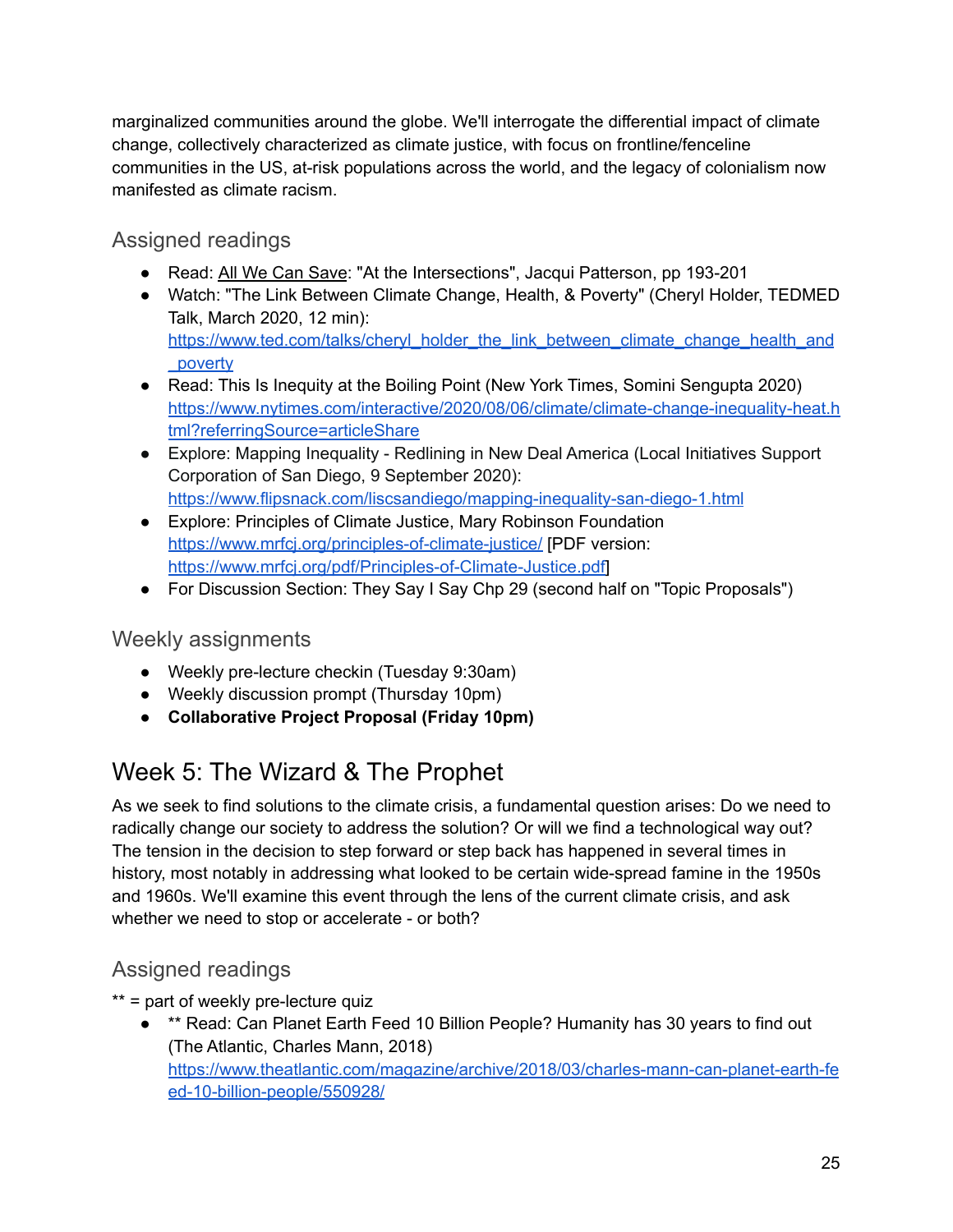marginalized communities around the globe. We'll interrogate the differential impact of climate change, collectively characterized as climate justice, with focus on frontline/fenceline communities in the US, at-risk populations across the world, and the legacy of colonialism now manifested as climate racism.

### Assigned readings

- Read: All We Can Save: "At the Intersections", Jacqui Patterson, pp 193-201
- Watch: "The Link Between Climate Change, Health, & Poverty" (Cheryl Holder, TEDMED Talk, March 2020, 12 min): https://www.ted.com/talks/cheryl_holder_the_link_between_climate_change_health_and_poverty
- Read: This Is Inequity at the Boiling Point (New York Times, Somini Sengupta 2020) https://www.nytimes.com/interactive/2020/08/06/climate/climate-change-inequality-heat.html?referringSource=articleShare
- Explore: Mapping Inequality - Redlining in New Deal America (Local Initiatives Support Corporation of San Diego, 9 September 2020): https://www.flipsnack.com/liscsandiego/mapping-inequality-san-diego-1.html
- Explore: Principles of Climate Justice, Mary Robinson Foundation https://www.mrfcj.org/principles-of-climate-justice/ [PDF version: https://www.mrfcj.org/pdf/Principles-of-Climate-Justice.pdf]
- For Discussion Section: They Say I Say Chp 29 (second half on "Topic Proposals")

### Weekly assignments

- Weekly pre-lecture checkin (Tuesday 9:30am)
- Weekly discussion prompt (Thursday 10pm)
- **Collaborative Project Proposal (Friday 10pm)**

## Week 5: The Wizard & The Prophet

As we seek to find solutions to the climate crisis, a fundamental question arises: Do we need to radically change our society to address the solution? Or will we find a technological way out? The tension in the decision to step forward or step back has happened in several times in history, most notably in addressing what looked to be certain wide-spread famine in the 1950s and 1960s. We'll examine this event through the lens of the current climate crisis, and ask whether we need to stop or accelerate - or both?

### Assigned readings

** = part of weekly pre-lecture quiz

- ** Read: Can Planet Earth Feed 10 Billion People? Humanity has 30 years to find out (The Atlantic, Charles Mann, 2018) https://www.theatlantic.com/magazine/archive/2018/03/charles-mann-can-planet-earth-feed-10-billion-people/550928/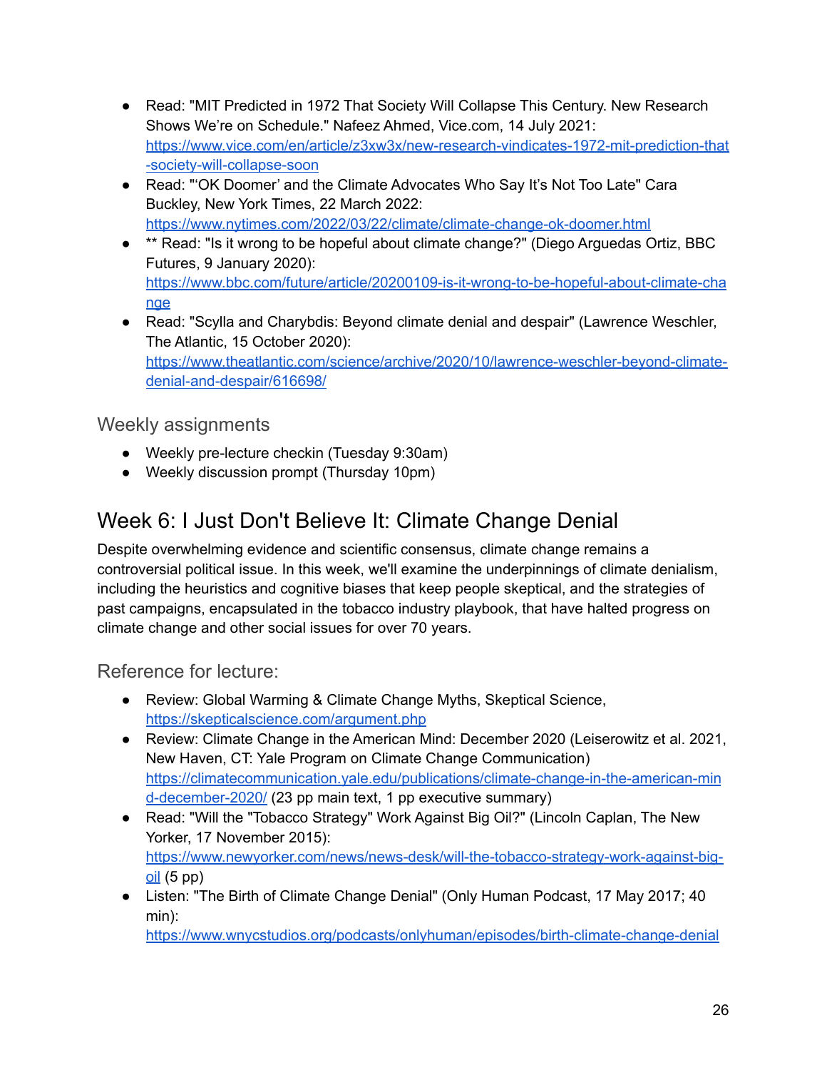- Read: "MIT Predicted in 1972 That Society Will Collapse This Century. New Research Shows We're on Schedule." Nafeez Ahmed, Vice.com, 14 July 2021: https://www.vice.com/en/article/z3xw3x/new-research-vindicates-1972-mit-prediction-that-society-will-collapse-soon
- Read: "'OK Doomer' and the Climate Advocates Who Say It's Not Too Late" Cara Buckley, New York Times, 22 March 2022: https://www.nytimes.com/2022/03/22/climate/climate-change-ok-doomer.html
- ** Read: "Is it wrong to be hopeful about climate change?" (Diego Arguedas Ortiz, BBC Futures, 9 January 2020): https://www.bbc.com/future/article/20200109-is-it-wrong-to-be-hopeful-about-climate-change
- Read: "Scylla and Charybdis: Beyond climate denial and despair" (Lawrence Weschler, The Atlantic, 15 October 2020): https://www.theatlantic.com/science/archive/2020/10/lawrence-weschler-beyond-climate-denial-and-despair/616698/

### Weekly assignments

- Weekly pre-lecture checkin (Tuesday 9:30am)
- Weekly discussion prompt (Thursday 10pm)

## Week 6: I Just Don't Believe It: Climate Change Denial

Despite overwhelming evidence and scientific consensus, climate change remains a controversial political issue. In this week, we'll examine the underpinnings of climate denialism, including the heuristics and cognitive biases that keep people skeptical, and the strategies of past campaigns, encapsulated in the tobacco industry playbook, that have halted progress on climate change and other social issues for over 70 years.

### Reference for lecture:

- Review: Global Warming & Climate Change Myths, Skeptical Science, https://skepticalscience.com/argument.php
- Review: Climate Change in the American Mind: December 2020 (Leiserowitz et al. 2021, New Haven, CT: Yale Program on Climate Change Communication) https://climatecommunication.yale.edu/publications/climate-change-in-the-american-mind-december-2020/ (23 pp main text, 1 pp executive summary)
- Read: "Will the "Tobacco Strategy" Work Against Big Oil?" (Lincoln Caplan, The New Yorker, 17 November 2015): https://www.newyorker.com/news/news-desk/will-the-tobacco-strategy-work-against-big-oil (5 pp)
- Listen: "The Birth of Climate Change Denial" (Only Human Podcast, 17 May 2017; 40 min): https://www.wnycstudios.org/podcasts/onlyhuman/episodes/birth-climate-change-denial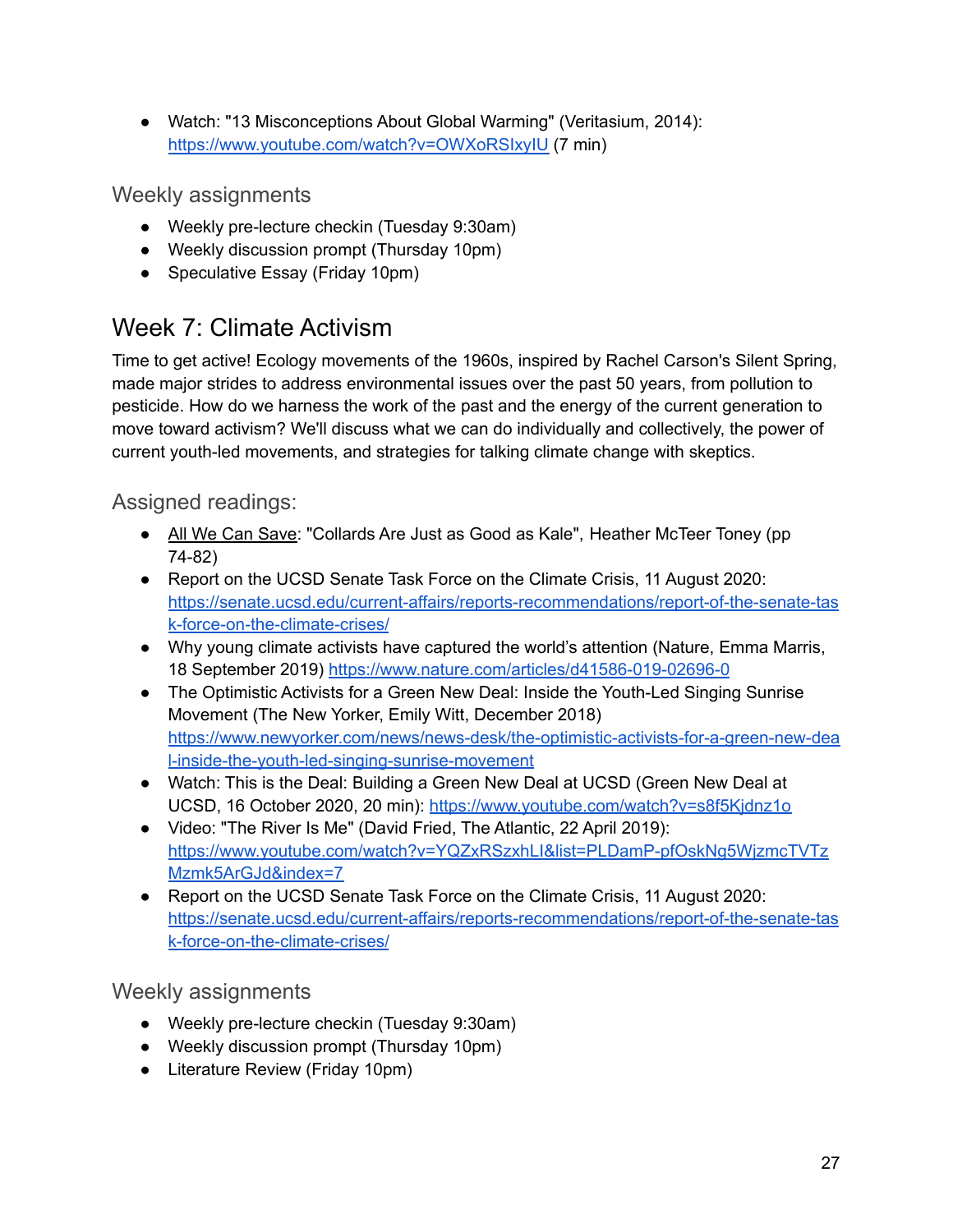- Watch: "13 Misconceptions About Global Warming" (Veritasium, 2014): https://www.youtube.com/watch?v=OWXoRSIxyIU (7 min)

### Weekly assignments

- Weekly pre-lecture checkin (Tuesday 9:30am)
- Weekly discussion prompt (Thursday 10pm)
- Speculative Essay (Friday 10pm)

## Week 7: Climate Activism

Time to get active! Ecology movements of the 1960s, inspired by Rachel Carson's Silent Spring, made major strides to address environmental issues over the past 50 years, from pollution to pesticide. How do we harness the work of the past and the energy of the current generation to move toward activism? We'll discuss what we can do individually and collectively, the power of current youth-led movements, and strategies for talking climate change with skeptics.

### Assigned readings:

- All We Can Save: "Collards Are Just as Good as Kale", Heather McTeer Toney (pp 74-82)
- Report on the UCSD Senate Task Force on the Climate Crisis, 11 August 2020: https://senate.ucsd.edu/current-affairs/reports-recommendations/report-of-the-senate-task-force-on-the-climate-crises/
- Why young climate activists have captured the world's attention (Nature, Emma Marris, 18 September 2019) https://www.nature.com/articles/d41586-019-02696-0
- The Optimistic Activists for a Green New Deal: Inside the Youth-Led Singing Sunrise Movement (The New Yorker, Emily Witt, December 2018) https://www.newyorker.com/news/news-desk/the-optimistic-activists-for-a-green-new-deal-inside-the-youth-led-singing-sunrise-movement
- Watch: This is the Deal: Building a Green New Deal at UCSD (Green New Deal at UCSD, 16 October 2020, 20 min): https://www.youtube.com/watch?v=s8f5Kjdnz1o
- Video: "The River Is Me" (David Fried, The Atlantic, 22 April 2019): https://www.youtube.com/watch?v=YQZxRSzxhLI&list=PLDamP-pfOskNg5WjzmcTVTzMzmk5ArGJd&index=7
- Report on the UCSD Senate Task Force on the Climate Crisis, 11 August 2020: https://senate.ucsd.edu/current-affairs/reports-recommendations/report-of-the-senate-task-force-on-the-climate-crises/

### Weekly assignments

- Weekly pre-lecture checkin (Tuesday 9:30am)
- Weekly discussion prompt (Thursday 10pm)
- Literature Review (Friday 10pm)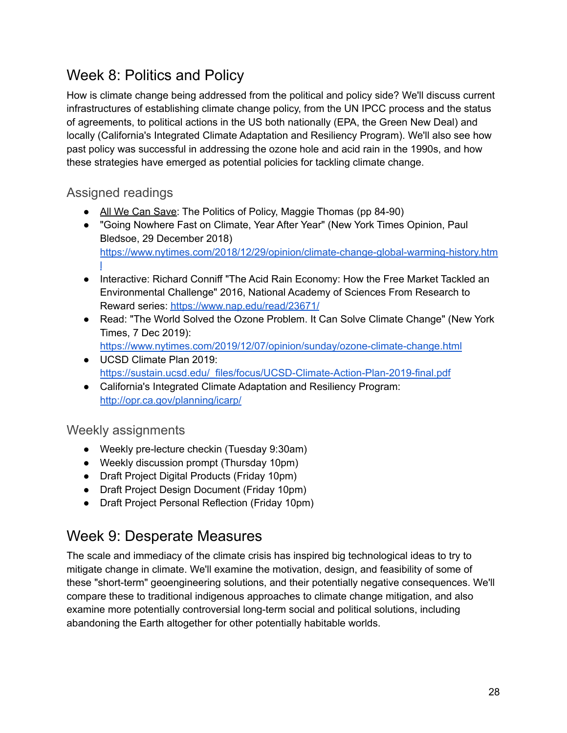## Week 8: Politics and Policy

How is climate change being addressed from the political and policy side? We'll discuss current infrastructures of establishing climate change policy, from the UN IPCC process and the status of agreements, to political actions in the US both nationally (EPA, the Green New Deal) and locally (California's Integrated Climate Adaptation and Resiliency Program). We'll also see how past policy was successful in addressing the ozone hole and acid rain in the 1990s, and how these strategies have emerged as potential policies for tackling climate change.

### Assigned readings

- All We Can Save: The Politics of Policy, Maggie Thomas (pp 84-90)
- "Going Nowhere Fast on Climate, Year After Year" (New York Times Opinion, Paul Bledsoe, 29 December 2018) https://www.nytimes.com/2018/12/29/opinion/climate-change-global-warming-history.html
- Interactive: Richard Conniff "The Acid Rain Economy: How the Free Market Tackled an Environmental Challenge" 2016, National Academy of Sciences From Research to Reward series: https://www.nap.edu/read/23671/
- Read: "The World Solved the Ozone Problem. It Can Solve Climate Change" (New York Times, 7 Dec 2019): https://www.nytimes.com/2019/12/07/opinion/sunday/ozone-climate-change.html
- UCSD Climate Plan 2019: https://sustain.ucsd.edu/_files/focus/UCSD-Climate-Action-Plan-2019-final.pdf
- California's Integrated Climate Adaptation and Resiliency Program: http://opr.ca.gov/planning/icarp/

### Weekly assignments

- Weekly pre-lecture checkin (Tuesday 9:30am)
- Weekly discussion prompt (Thursday 10pm)
- Draft Project Digital Products (Friday 10pm)
- Draft Project Design Document (Friday 10pm)
- Draft Project Personal Reflection (Friday 10pm)

## Week 9: Desperate Measures

The scale and immediacy of the climate crisis has inspired big technological ideas to try to mitigate change in climate. We'll examine the motivation, design, and feasibility of some of these "short-term" geoengineering solutions, and their potentially negative consequences. We'll compare these to traditional indigenous approaches to climate change mitigation, and also examine more potentially controversial long-term social and political solutions, including abandoning the Earth altogether for other potentially habitable worlds.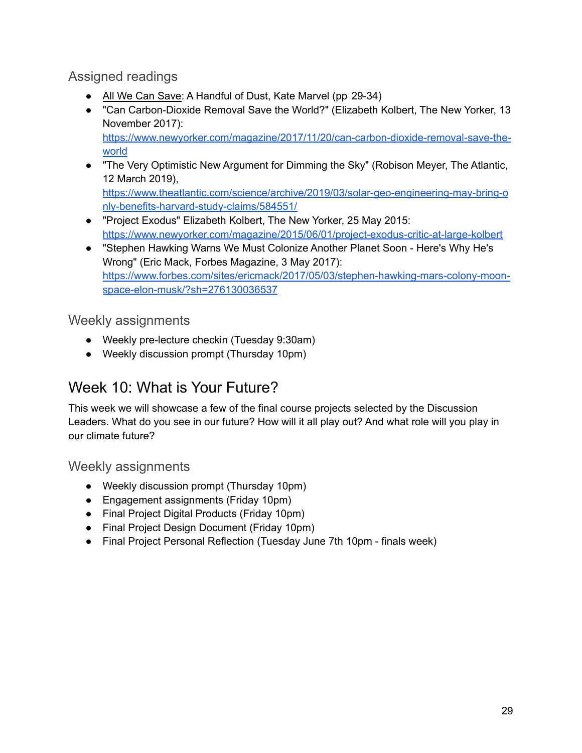### Assigned readings

- All We Can Save: A Handful of Dust, Kate Marvel (pp 29-34)
- "Can Carbon-Dioxide Removal Save the World?" (Elizabeth Kolbert, The New Yorker, 13 November 2017): https://www.newyorker.com/magazine/2017/11/20/can-carbon-dioxide-removal-save-the-world
- "The Very Optimistic New Argument for Dimming the Sky" (Robison Meyer, The Atlantic, 12 March 2019), https://www.theatlantic.com/science/archive/2019/03/solar-geo-engineering-may-bring-only-benefits-harvard-study-claims/584551/
- "Project Exodus" Elizabeth Kolbert, The New Yorker, 25 May 2015: https://www.newyorker.com/magazine/2015/06/01/project-exodus-critic-at-large-kolbert
- "Stephen Hawking Warns We Must Colonize Another Planet Soon - Here's Why He's Wrong" (Eric Mack, Forbes Magazine, 3 May 2017): https://www.forbes.com/sites/ericmack/2017/05/03/stephen-hawking-mars-colony-moon-space-elon-musk/?sh=276130036537

### Weekly assignments

- Weekly pre-lecture checkin (Tuesday 9:30am)
- Weekly discussion prompt (Thursday 10pm)

## Week 10: What is Your Future?

This week we will showcase a few of the final course projects selected by the Discussion Leaders. What do you see in our future? How will it all play out? And what role will you play in our climate future?

### Weekly assignments

- Weekly discussion prompt (Thursday 10pm)
- Engagement assignments (Friday 10pm)
- Final Project Digital Products (Friday 10pm)
- Final Project Design Document (Friday 10pm)
- Final Project Personal Reflection (Tuesday June 7th 10pm - finals week)